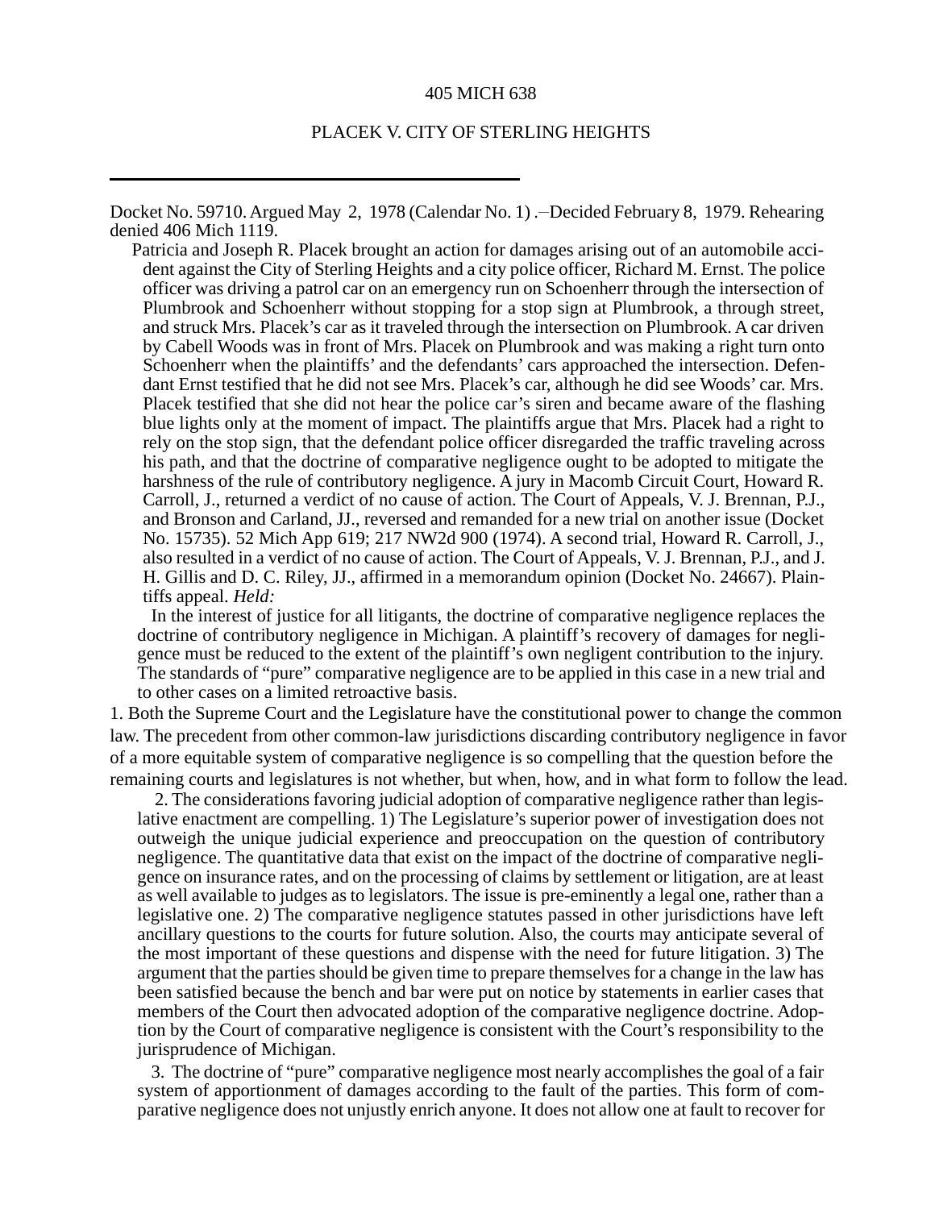405 MICH 638

PLACEK V. CITY OF STERLING HEIGHTS

---

Docket No. 59710. Argued May 2, 1978 (Calendar No. 1) .–Decided February 8, 1979. Rehearing denied 406 Mich 1119.

Patricia and Joseph R. Placek brought an action for damages arising out of an automobile accident against the City of Sterling Heights and a city police officer, Richard M. Ernst. The police officer was driving a patrol car on an emergency run on Schoenherr through the intersection of Plumbrook and Schoenherr without stopping for a stop sign at Plumbrook, a through street, and struck Mrs. Placek's car as it traveled through the intersection on Plumbrook. A car driven by Cabell Woods was in front of Mrs. Placek on Plumbrook and was making a right turn onto Schoenherr when the plaintiffs' and the defendants' cars approached the intersection. Defendant Ernst testified that he did not see Mrs. Placek's car, although he did see Woods' car. Mrs. Placek testified that she did not hear the police car's siren and became aware of the flashing blue lights only at the moment of impact. The plaintiffs argue that Mrs. Placek had a right to rely on the stop sign, that the defendant police officer disregarded the traffic traveling across his path, and that the doctrine of comparative negligence ought to be adopted to mitigate the harshness of the rule of contributory negligence. A jury in Macomb Circuit Court, Howard R. Carroll, J., returned a verdict of no cause of action. The Court of Appeals, V. J. Brennan, P.J., and Bronson and Carland, JJ., reversed and remanded for a new trial on another issue (Docket No. 15735). 52 Mich App 619; 217 NW2d 900 (1974). A second trial, Howard R. Carroll, J., also resulted in a verdict of no cause of action. The Court of Appeals, V. J. Brennan, P.J., and J. H. Gillis and D. C. Riley, JJ., affirmed in a memorandum opinion (Docket No. 24667). Plaintiffs appeal. *Held:*

In the interest of justice for all litigants, the doctrine of comparative negligence replaces the doctrine of contributory negligence in Michigan. A plaintiff's recovery of damages for negligence must be reduced to the extent of the plaintiff's own negligent contribution to the injury. The standards of "pure" comparative negligence are to be applied in this case in a new trial and to other cases on a limited retroactive basis.

1. Both the Supreme Court and the Legislature have the constitutional power to change the common law. The precedent from other common-law jurisdictions discarding contributory negligence in favor of a more equitable system of comparative negligence is so compelling that the question before the remaining courts and legislatures is not whether, but when, how, and in what form to follow the lead.

2. The considerations favoring judicial adoption of comparative negligence rather than legislative enactment are compelling. 1) The Legislature's superior power of investigation does not outweigh the unique judicial experience and preoccupation on the question of contributory negligence. The quantitative data that exist on the impact of the doctrine of comparative negligence on insurance rates, and on the processing of claims by settlement or litigation, are at least as well available to judges as to legislators. The issue is pre-eminently a legal one, rather than a legislative one. 2) The comparative negligence statutes passed in other jurisdictions have left ancillary questions to the courts for future solution. Also, the courts may anticipate several of the most important of these questions and dispense with the need for future litigation. 3) The argument that the parties should be given time to prepare themselves for a change in the law has been satisfied because the bench and bar were put on notice by statements in earlier cases that members of the Court then advocated adoption of the comparative negligence doctrine. Adoption by the Court of comparative negligence is consistent with the Court's responsibility to the jurisprudence of Michigan.

3. The doctrine of "pure" comparative negligence most nearly accomplishes the goal of a fair system of apportionment of damages according to the fault of the parties. This form of comparative negligence does not unjustly enrich anyone. It does not allow one at fault to recover for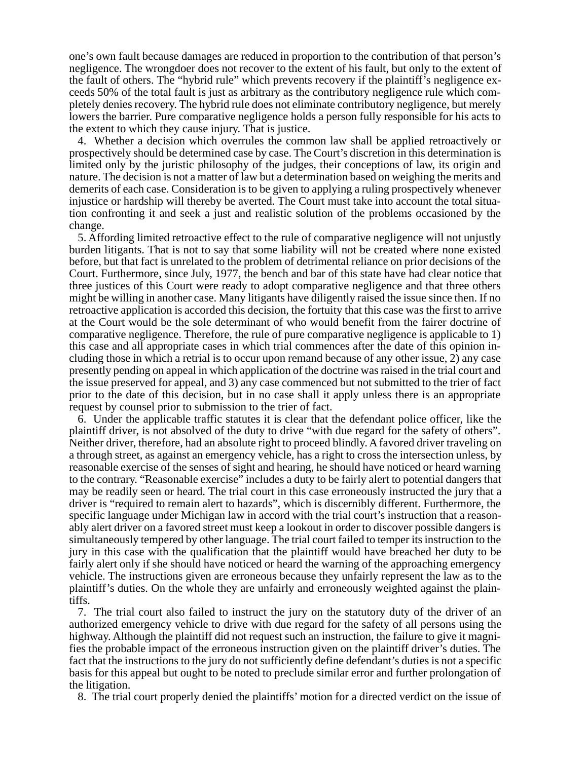one's own fault because damages are reduced in proportion to the contribution of that person's negligence. The wrongdoer does not recover to the extent of his fault, but only to the extent of the fault of others. The "hybrid rule" which prevents recovery if the plaintiff's negligence exceeds 50% of the total fault is just as arbitrary as the contributory negligence rule which completely denies recovery. The hybrid rule does not eliminate contributory negligence, but merely lowers the barrier. Pure comparative negligence holds a person fully responsible for his acts to the extent to which they cause injury. That is justice.

4. Whether a decision which overrules the common law shall be applied retroactively or prospectively should be determined case by case. The Court's discretion in this determination is limited only by the juristic philosophy of the judges, their conceptions of law, its origin and nature. The decision is not a matter of law but a determination based on weighing the merits and demerits of each case. Consideration is to be given to applying a ruling prospectively whenever injustice or hardship will thereby be averted. The Court must take into account the total situation confronting it and seek a just and realistic solution of the problems occasioned by the change.

5. Affording limited retroactive effect to the rule of comparative negligence will not unjustly burden litigants. That is not to say that some liability will not be created where none existed before, but that fact is unrelated to the problem of detrimental reliance on prior decisions of the Court. Furthermore, since July, 1977, the bench and bar of this state have had clear notice that three justices of this Court were ready to adopt comparative negligence and that three others might be willing in another case. Many litigants have diligently raised the issue since then. If no retroactive application is accorded this decision, the fortuity that this case was the first to arrive at the Court would be the sole determinant of who would benefit from the fairer doctrine of comparative negligence. Therefore, the rule of pure comparative negligence is applicable to 1) this case and all appropriate cases in which trial commences after the date of this opinion including those in which a retrial is to occur upon remand because of any other issue, 2) any case presently pending on appeal in which application of the doctrine was raised in the trial court and the issue preserved for appeal, and 3) any case commenced but not submitted to the trier of fact prior to the date of this decision, but in no case shall it apply unless there is an appropriate request by counsel prior to submission to the trier of fact.

6. Under the applicable traffic statutes it is clear that the defendant police officer, like the plaintiff driver, is not absolved of the duty to drive "with due regard for the safety of others". Neither driver, therefore, had an absolute right to proceed blindly. A favored driver traveling on a through street, as against an emergency vehicle, has a right to cross the intersection unless, by reasonable exercise of the senses of sight and hearing, he should have noticed or heard warning to the contrary. "Reasonable exercise" includes a duty to be fairly alert to potential dangers that may be readily seen or heard. The trial court in this case erroneously instructed the jury that a driver is "required to remain alert to hazards", which is discernibly different. Furthermore, the specific language under Michigan law in accord with the trial court's instruction that a reasonably alert driver on a favored street must keep a lookout in order to discover possible dangers is simultaneously tempered by other language. The trial court failed to temper its instruction to the jury in this case with the qualification that the plaintiff would have breached her duty to be fairly alert only if she should have noticed or heard the warning of the approaching emergency vehicle. The instructions given are erroneous because they unfairly represent the law as to the plaintiff's duties. On the whole they are unfairly and erroneously weighted against the plaintiffs.

7. The trial court also failed to instruct the jury on the statutory duty of the driver of an authorized emergency vehicle to drive with due regard for the safety of all persons using the highway. Although the plaintiff did not request such an instruction, the failure to give it magnifies the probable impact of the erroneous instruction given on the plaintiff driver's duties. The fact that the instructions to the jury do not sufficiently define defendant's duties is not a specific basis for this appeal but ought to be noted to preclude similar error and further prolongation of the litigation.

8. The trial court properly denied the plaintiffs' motion for a directed verdict on the issue of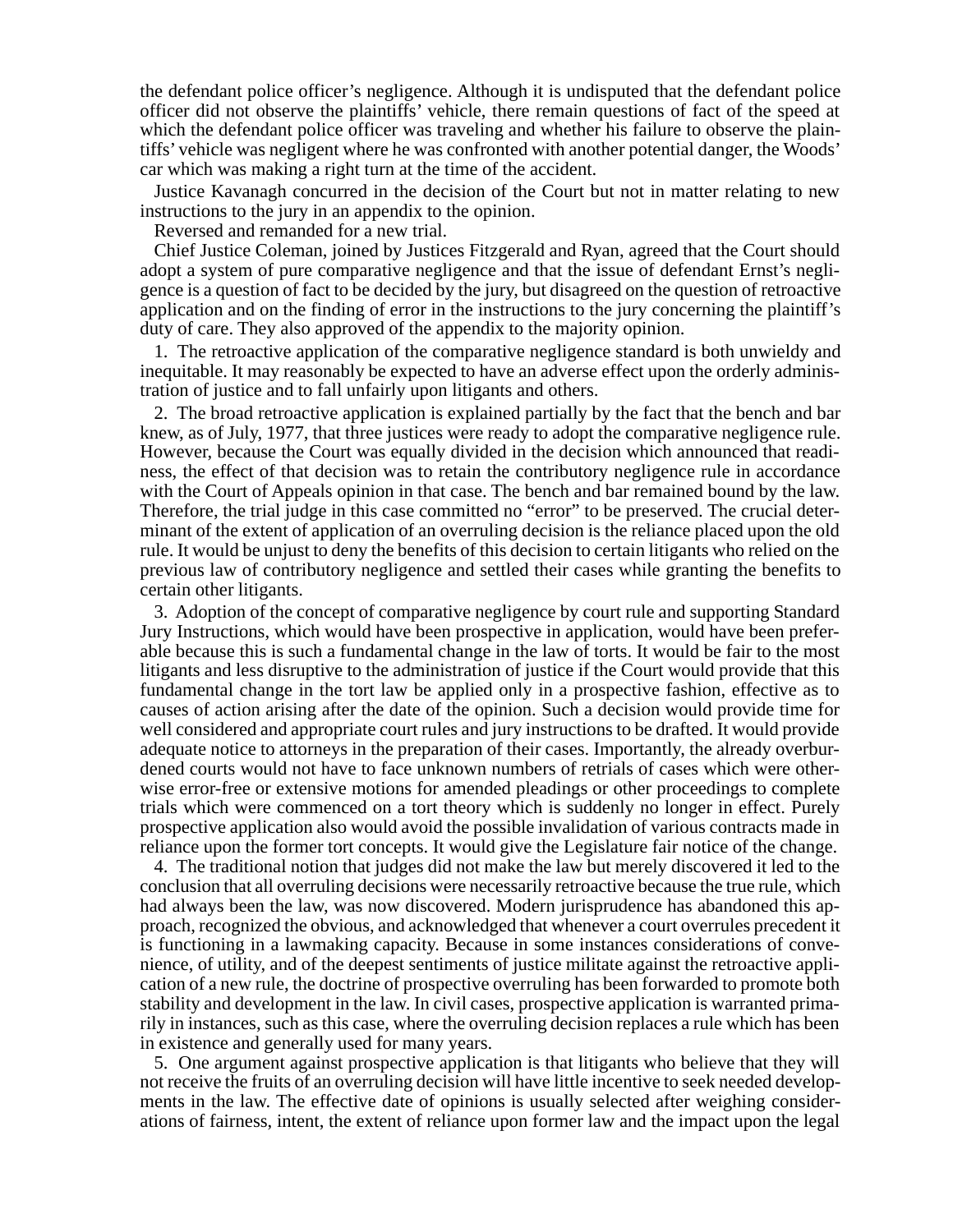the defendant police officer's negligence. Although it is undisputed that the defendant police officer did not observe the plaintiffs' vehicle, there remain questions of fact of the speed at which the defendant police officer was traveling and whether his failure to observe the plaintiffs' vehicle was negligent where he was confronted with another potential danger, the Woods' car which was making a right turn at the time of the accident.

Justice Kavanagh concurred in the decision of the Court but not in matter relating to new instructions to the jury in an appendix to the opinion.

Reversed and remanded for a new trial.

Chief Justice Coleman, joined by Justices Fitzgerald and Ryan, agreed that the Court should adopt a system of pure comparative negligence and that the issue of defendant Ernst's negligence is a question of fact to be decided by the jury, but disagreed on the question of retroactive application and on the finding of error in the instructions to the jury concerning the plaintiff's duty of care. They also approved of the appendix to the majority opinion.

1. The retroactive application of the comparative negligence standard is both unwieldy and inequitable. It may reasonably be expected to have an adverse effect upon the orderly administration of justice and to fall unfairly upon litigants and others.

2. The broad retroactive application is explained partially by the fact that the bench and bar knew, as of July, 1977, that three justices were ready to adopt the comparative negligence rule. However, because the Court was equally divided in the decision which announced that readiness, the effect of that decision was to retain the contributory negligence rule in accordance with the Court of Appeals opinion in that case. The bench and bar remained bound by the law. Therefore, the trial judge in this case committed no "error" to be preserved. The crucial determinant of the extent of application of an overruling decision is the reliance placed upon the old rule. It would be unjust to deny the benefits of this decision to certain litigants who relied on the previous law of contributory negligence and settled their cases while granting the benefits to certain other litigants.

3. Adoption of the concept of comparative negligence by court rule and supporting Standard Jury Instructions, which would have been prospective in application, would have been preferable because this is such a fundamental change in the law of torts. It would be fair to the most litigants and less disruptive to the administration of justice if the Court would provide that this fundamental change in the tort law be applied only in a prospective fashion, effective as to causes of action arising after the date of the opinion. Such a decision would provide time for well considered and appropriate court rules and jury instructions to be drafted. It would provide adequate notice to attorneys in the preparation of their cases. Importantly, the already overburdened courts would not have to face unknown numbers of retrials of cases which were otherwise error-free or extensive motions for amended pleadings or other proceedings to complete trials which were commenced on a tort theory which is suddenly no longer in effect. Purely prospective application also would avoid the possible invalidation of various contracts made in reliance upon the former tort concepts. It would give the Legislature fair notice of the change.

4. The traditional notion that judges did not make the law but merely discovered it led to the conclusion that all overruling decisions were necessarily retroactive because the true rule, which had always been the law, was now discovered. Modern jurisprudence has abandoned this approach, recognized the obvious, and acknowledged that whenever a court overrules precedent it is functioning in a lawmaking capacity. Because in some instances considerations of convenience, of utility, and of the deepest sentiments of justice militate against the retroactive application of a new rule, the doctrine of prospective overruling has been forwarded to promote both stability and development in the law. In civil cases, prospective application is warranted primarily in instances, such as this case, where the overruling decision replaces a rule which has been in existence and generally used for many years.

5. One argument against prospective application is that litigants who believe that they will not receive the fruits of an overruling decision will have little incentive to seek needed developments in the law. The effective date of opinions is usually selected after weighing considerations of fairness, intent, the extent of reliance upon former law and the impact upon the legal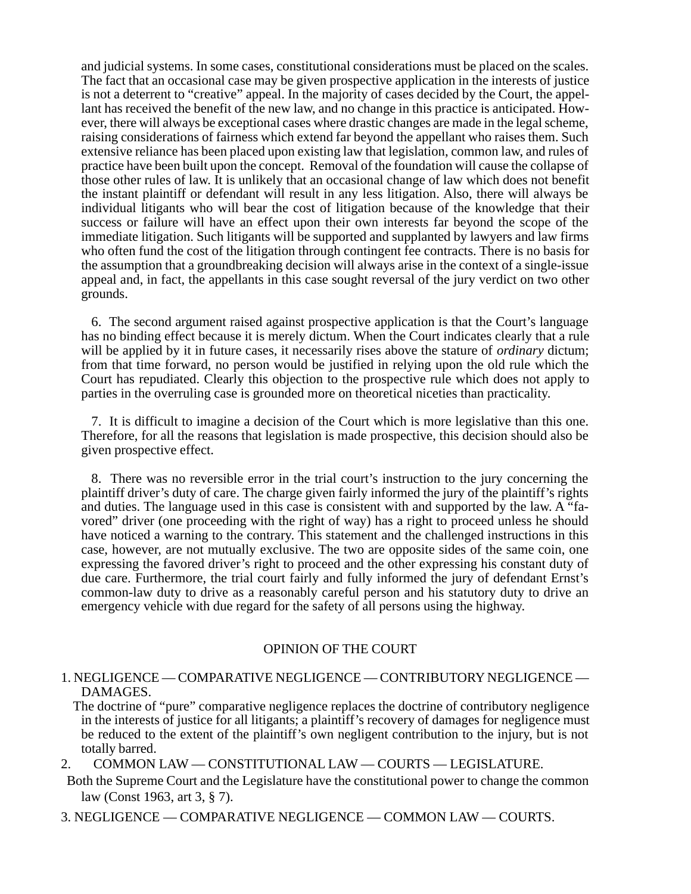and judicial systems. In some cases, constitutional considerations must be placed on the scales. The fact that an occasional case may be given prospective application in the interests of justice is not a deterrent to "creative" appeal. In the majority of cases decided by the Court, the appellant has received the benefit of the new law, and no change in this practice is anticipated. However, there will always be exceptional cases where drastic changes are made in the legal scheme, raising considerations of fairness which extend far beyond the appellant who raises them. Such extensive reliance has been placed upon existing law that legislation, common law, and rules of practice have been built upon the concept. Removal of the foundation will cause the collapse of those other rules of law. It is unlikely that an occasional change of law which does not benefit the instant plaintiff or defendant will result in any less litigation. Also, there will always be individual litigants who will bear the cost of litigation because of the knowledge that their success or failure will have an effect upon their own interests far beyond the scope of the immediate litigation. Such litigants will be supported and supplanted by lawyers and law firms who often fund the cost of the litigation through contingent fee contracts. There is no basis for the assumption that a groundbreaking decision will always arise in the context of a single-issue appeal and, in fact, the appellants in this case sought reversal of the jury verdict on two other grounds.

6. The second argument raised against prospective application is that the Court's language has no binding effect because it is merely dictum. When the Court indicates clearly that a rule will be applied by it in future cases, it necessarily rises above the stature of *ordinary* dictum; from that time forward, no person would be justified in relying upon the old rule which the Court has repudiated. Clearly this objection to the prospective rule which does not apply to parties in the overruling case is grounded more on theoretical niceties than practicality.

7. It is difficult to imagine a decision of the Court which is more legislative than this one. Therefore, for all the reasons that legislation is made prospective, this decision should also be given prospective effect.

8. There was no reversible error in the trial court's instruction to the jury concerning the plaintiff driver's duty of care. The charge given fairly informed the jury of the plaintiff's rights and duties. The language used in this case is consistent with and supported by the law. A "favored" driver (one proceeding with the right of way) has a right to proceed unless he should have noticed a warning to the contrary. This statement and the challenged instructions in this case, however, are not mutually exclusive. The two are opposite sides of the same coin, one expressing the favored driver's right to proceed and the other expressing his constant duty of due care. Furthermore, the trial court fairly and fully informed the jury of defendant Ernst's common-law duty to drive as a reasonably careful person and his statutory duty to drive an emergency vehicle with due regard for the safety of all persons using the highway.

## OPINION OF THE COURT

1. NEGLIGENCE — COMPARATIVE NEGLIGENCE — CONTRIBUTORY NEGLIGENCE — DAMAGES.

The doctrine of "pure" comparative negligence replaces the doctrine of contributory negligence in the interests of justice for all litigants; a plaintiff's recovery of damages for negligence must be reduced to the extent of the plaintiff's own negligent contribution to the injury, but is not totally barred.

2. COMMON LAW — CONSTITUTIONAL LAW — COURTS — LEGISLATURE.

Both the Supreme Court and the Legislature have the constitutional power to change the common law (Const 1963, art 3, § 7).

3. NEGLIGENCE — COMPARATIVE NEGLIGENCE — COMMON LAW — COURTS.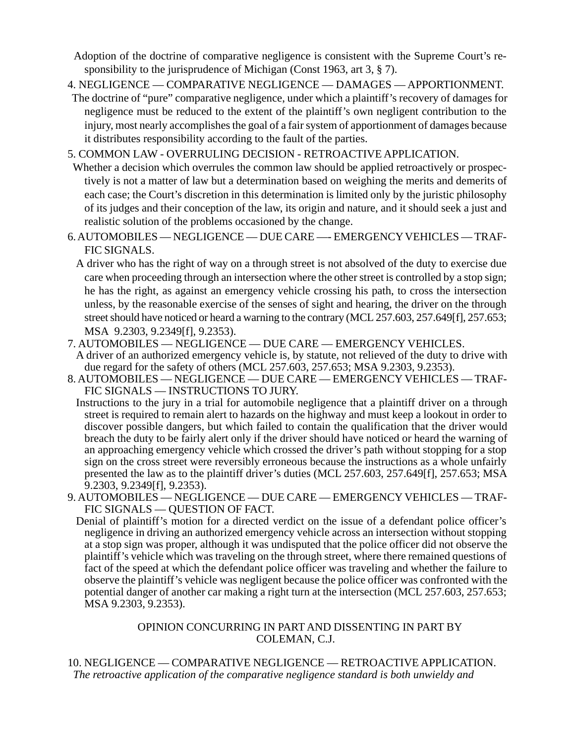Adoption of the doctrine of comparative negligence is consistent with the Supreme Court's responsibility to the jurisprudence of Michigan (Const 1963, art 3, § 7).

4. NEGLIGENCE — COMPARATIVE NEGLIGENCE — DAMAGES — APPORTIONMENT.

The doctrine of "pure" comparative negligence, under which a plaintiff's recovery of damages for negligence must be reduced to the extent of the plaintiff's own negligent contribution to the injury, most nearly accomplishes the goal of a fair system of apportionment of damages because it distributes responsibility according to the fault of the parties.

5. COMMON LAW - OVERRULING DECISION - RETROACTIVE APPLICATION.

Whether a decision which overrules the common law should be applied retroactively or prospectively is not a matter of law but a determination based on weighing the merits and demerits of each case; the Court's discretion in this determination is limited only by the juristic philosophy of its judges and their conception of the law, its origin and nature, and it should seek a just and realistic solution of the problems occasioned by the change.

6. AUTOMOBILES — NEGLIGENCE — DUE CARE —- EMERGENCY VEHICLES — TRAFFIC SIGNALS.

A driver who has the right of way on a through street is not absolved of the duty to exercise due care when proceeding through an intersection where the other street is controlled by a stop sign; he has the right, as against an emergency vehicle crossing his path, to cross the intersection unless, by the reasonable exercise of the senses of sight and hearing, the driver on the through street should have noticed or heard a warning to the contrary (MCL 257.603, 257.649[f], 257.653; MSA 9.2303, 9.2349[f], 9.2353).

7. AUTOMOBILES — NEGLIGENCE — DUE CARE — EMERGENCY VEHICLES.

A driver of an authorized emergency vehicle is, by statute, not relieved of the duty to drive with due regard for the safety of others (MCL 257.603, 257.653; MSA 9.2303, 9.2353).

8. AUTOMOBILES — NEGLIGENCE — DUE CARE — EMERGENCY VEHICLES — TRAFFIC SIGNALS — INSTRUCTIONS TO JURY.

Instructions to the jury in a trial for automobile negligence that a plaintiff driver on a through street is required to remain alert to hazards on the highway and must keep a lookout in order to discover possible dangers, but which failed to contain the qualification that the driver would breach the duty to be fairly alert only if the driver should have noticed or heard the warning of an approaching emergency vehicle which crossed the driver's path without stopping for a stop sign on the cross street were reversibly erroneous because the instructions as a whole unfairly presented the law as to the plaintiff driver's duties (MCL 257.603, 257.649[f], 257.653; MSA 9.2303, 9.2349[f], 9.2353).

9. AUTOMOBILES — NEGLIGENCE — DUE CARE — EMERGENCY VEHICLES — TRAFFIC SIGNALS — QUESTION OF FACT.

Denial of plaintiff's motion for a directed verdict on the issue of a defendant police officer's negligence in driving an authorized emergency vehicle across an intersection without stopping at a stop sign was proper, although it was undisputed that the police officer did not observe the plaintiff's vehicle which was traveling on the through street, where there remained questions of fact of the speed at which the defendant police officer was traveling and whether the failure to observe the plaintiff's vehicle was negligent because the police officer was confronted with the potential danger of another car making a right turn at the intersection (MCL 257.603, 257.653; MSA 9.2303, 9.2353).

## OPINION CONCURRING IN PART AND DISSENTING IN PART BY COLEMAN, C.J.

10. NEGLIGENCE — COMPARATIVE NEGLIGENCE — RETROACTIVE APPLICATION.

*The retroactive application of the comparative negligence standard is both unwieldy and*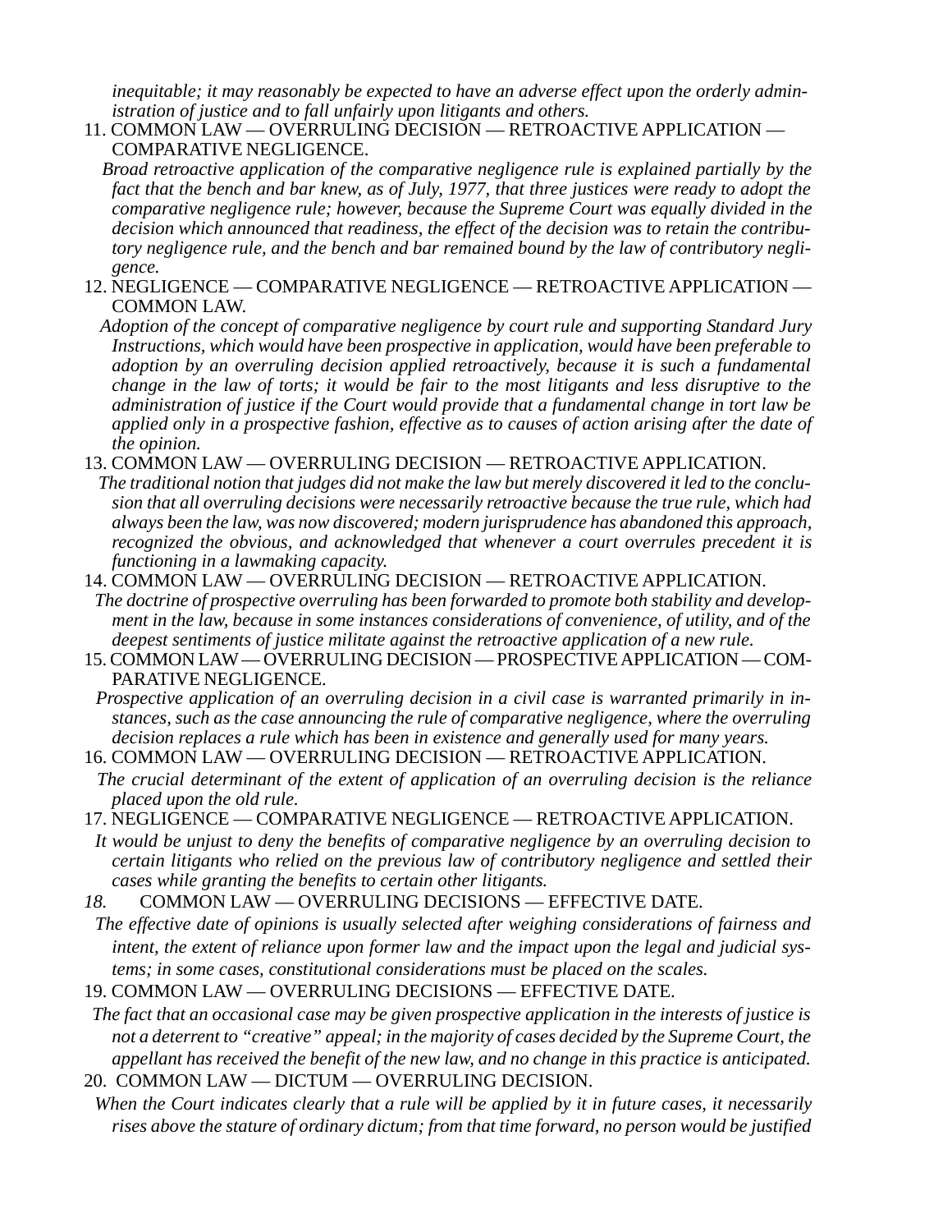*inequitable; it may reasonably be expected to have an adverse effect upon the orderly administration of justice and to fall unfairly upon litigants and others.*

11. COMMON LAW — OVERRULING DECISION — RETROACTIVE APPLICATION — COMPARATIVE NEGLIGENCE.

*Broad retroactive application of the comparative negligence rule is explained partially by the fact that the bench and bar knew, as of July, 1977, that three justices were ready to adopt the comparative negligence rule; however, because the Supreme Court was equally divided in the decision which announced that readiness, the effect of the decision was to retain the contributory negligence rule, and the bench and bar remained bound by the law of contributory negligence.*

12. NEGLIGENCE — COMPARATIVE NEGLIGENCE — RETROACTIVE APPLICATION — COMMON LAW.

*Adoption of the concept of comparative negligence by court rule and supporting Standard Jury Instructions, which would have been prospective in application, would have been preferable to adoption by an overruling decision applied retroactively, because it is such a fundamental change in the law of torts; it would be fair to the most litigants and less disruptive to the administration of justice if the Court would provide that a fundamental change in tort law be applied only in a prospective fashion, effective as to causes of action arising after the date of the opinion.*

13. COMMON LAW — OVERRULING DECISION — RETROACTIVE APPLICATION.

*The traditional notion that judges did not make the law but merely discovered it led to the conclusion that all overruling decisions were necessarily retroactive because the true rule, which had always been the law, was now discovered; modern jurisprudence has abandoned this approach, recognized the obvious, and acknowledged that whenever a court overrules precedent it is functioning in a lawmaking capacity.*

14. COMMON LAW — OVERRULING DECISION — RETROACTIVE APPLICATION.

*The doctrine of prospective overruling has been forwarded to promote both stability and development in the law, because in some instances considerations of convenience, of utility, and of the deepest sentiments of justice militate against the retroactive application of a new rule.*

15. COMMON LAW — OVERRULING DECISION — PROSPECTIVE APPLICATION — COMPARATIVE NEGLIGENCE.

*Prospective application of an overruling decision in a civil case is warranted primarily in instances, such as the case announcing the rule of comparative negligence, where the overruling decision replaces a rule which has been in existence and generally used for many years.*

16. COMMON LAW — OVERRULING DECISION — RETROACTIVE APPLICATION.

*The crucial determinant of the extent of application of an overruling decision is the reliance placed upon the old rule.*

17. NEGLIGENCE — COMPARATIVE NEGLIGENCE — RETROACTIVE APPLICATION.

*It would be unjust to deny the benefits of comparative negligence by an overruling decision to certain litigants who relied on the previous law of contributory negligence and settled their cases while granting the benefits to certain other litigants.*

*18.* COMMON LAW — OVERRULING DECISIONS — EFFECTIVE DATE.

*The effective date of opinions is usually selected after weighing considerations of fairness and intent, the extent of reliance upon former law and the impact upon the legal and judicial systems; in some cases, constitutional considerations must be placed on the scales.*

19. COMMON LAW — OVERRULING DECISIONS — EFFECTIVE DATE.

*The fact that an occasional case may be given prospective application in the interests of justice is not a deterrent to "creative" appeal; in the majority of cases decided by the Supreme Court, the appellant has received the benefit of the new law, and no change in this practice is anticipated.*

20. COMMON LAW — DICTUM — OVERRULING DECISION.

*When the Court indicates clearly that a rule will be applied by it in future cases, it necessarily rises above the stature of ordinary dictum; from that time forward, no person would be justified*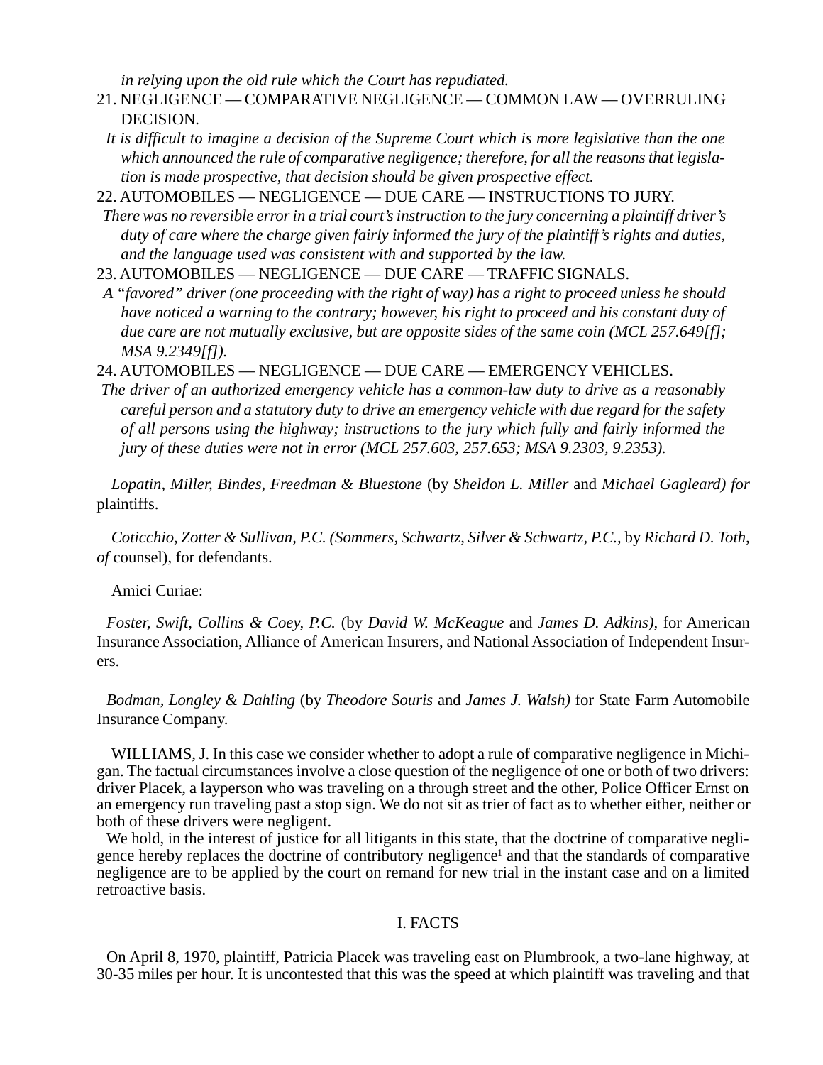*in relying upon the old rule which the Court has repudiated.*

21. NEGLIGENCE — COMPARATIVE NEGLIGENCE — COMMON LAW — OVERRULING DECISION.

*It is difficult to imagine a decision of the Supreme Court which is more legislative than the one which announced the rule of comparative negligence; therefore, for all the reasons that legislation is made prospective, that decision should be given prospective effect.*

22. AUTOMOBILES — NEGLIGENCE — DUE CARE — INSTRUCTIONS TO JURY.

*There was no reversible error in a trial court's instruction to the jury concerning a plaintiff driver's duty of care where the charge given fairly informed the jury of the plaintiff's rights and duties, and the language used was consistent with and supported by the law.*

23. AUTOMOBILES — NEGLIGENCE — DUE CARE — TRAFFIC SIGNALS.

*A "favored" driver (one proceeding with the right of way) has a right to proceed unless he should have noticed a warning to the contrary; however, his right to proceed and his constant duty of due care are not mutually exclusive, but are opposite sides of the same coin (MCL 257.649[f]; MSA 9.2349[f]).*

24. AUTOMOBILES — NEGLIGENCE — DUE CARE — EMERGENCY VEHICLES.

*The driver of an authorized emergency vehicle has a common-law duty to drive as a reasonably careful person and a statutory duty to drive an emergency vehicle with due regard for the safety of all persons using the highway; instructions to the jury which fully and fairly informed the jury of these duties were not in error (MCL 257.603, 257.653; MSA 9.2303, 9.2353).*

*Lopatin, Miller, Bindes, Freedman & Bluestone* (by *Sheldon L. Miller* and *Michael Gagleard) for* plaintiffs.

*Coticchio, Zotter & Sullivan, P.C. (Sommers, Schwartz, Silver & Schwartz, P.C.,* by *Richard D. Toth, of* counsel), for defendants.

Amici Curiae:

*Foster, Swift, Collins & Coey, P.C.* (by *David W. McKeague* and *James D. Adkins),* for American Insurance Association, Alliance of American Insurers, and National Association of Independent Insurers.

*Bodman, Longley & Dahling* (by *Theodore Souris* and *James J. Walsh)* for State Farm Automobile Insurance Company.

WILLIAMS, J. In this case we consider whether to adopt a rule of comparative negligence in Michigan. The factual circumstances involve a close question of the negligence of one or both of two drivers: driver Placek, a layperson who was traveling on a through street and the other, Police Officer Ernst on an emergency run traveling past a stop sign. We do not sit as trier of fact as to whether either, neither or both of these drivers were negligent.

We hold, in the interest of justice for all litigants in this state, that the doctrine of comparative negligence hereby replaces the doctrine of contributory negligence[1] and that the standards of comparative negligence are to be applied by the court on remand for new trial in the instant case and on a limited retroactive basis.

## I. FACTS

On April 8, 1970, plaintiff, Patricia Placek was traveling east on Plumbrook, a two-lane highway, at 30-35 miles per hour. It is uncontested that this was the speed at which plaintiff was traveling and that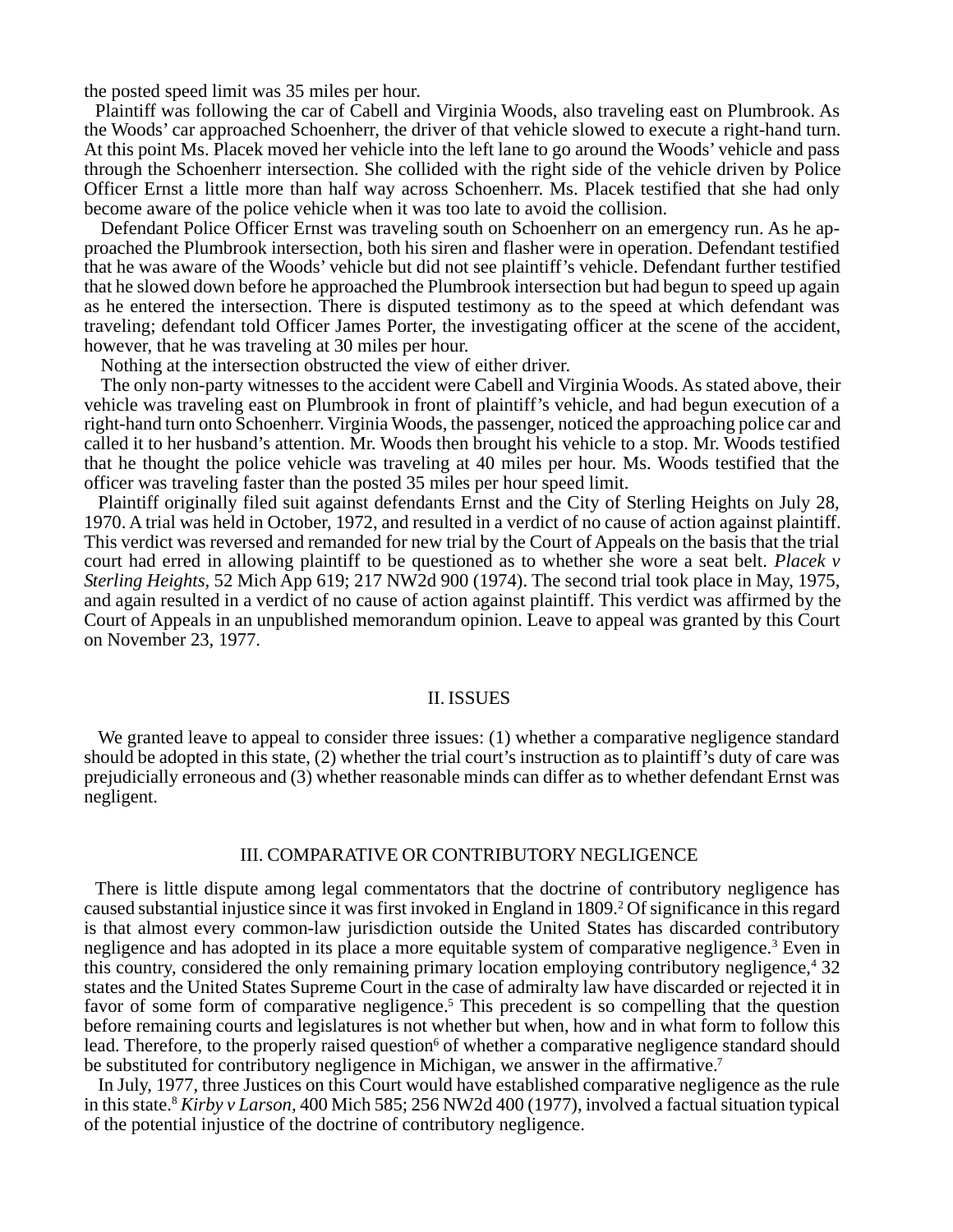the posted speed limit was 35 miles per hour.

Plaintiff was following the car of Cabell and Virginia Woods, also traveling east on Plumbrook. As the Woods' car approached Schoenherr, the driver of that vehicle slowed to execute a right-hand turn. At this point Ms. Placek moved her vehicle into the left lane to go around the Woods' vehicle and pass through the Schoenherr intersection. She collided with the right side of the vehicle driven by Police Officer Ernst a little more than half way across Schoenherr. Ms. Placek testified that she had only become aware of the police vehicle when it was too late to avoid the collision.

Defendant Police Officer Ernst was traveling south on Schoenherr on an emergency run. As he approached the Plumbrook intersection, both his siren and flasher were in operation. Defendant testified that he was aware of the Woods' vehicle but did not see plaintiff's vehicle. Defendant further testified that he slowed down before he approached the Plumbrook intersection but had begun to speed up again as he entered the intersection. There is disputed testimony as to the speed at which defendant was traveling; defendant told Officer James Porter, the investigating officer at the scene of the accident, however, that he was traveling at 30 miles per hour.

Nothing at the intersection obstructed the view of either driver.

The only non-party witnesses to the accident were Cabell and Virginia Woods. As stated above, their vehicle was traveling east on Plumbrook in front of plaintiff's vehicle, and had begun execution of a right-hand turn onto Schoenherr. Virginia Woods, the passenger, noticed the approaching police car and called it to her husband's attention. Mr. Woods then brought his vehicle to a stop. Mr. Woods testified that he thought the police vehicle was traveling at 40 miles per hour. Ms. Woods testified that the officer was traveling faster than the posted 35 miles per hour speed limit.

Plaintiff originally filed suit against defendants Ernst and the City of Sterling Heights on July 28, 1970. A trial was held in October, 1972, and resulted in a verdict of no cause of action against plaintiff. This verdict was reversed and remanded for new trial by the Court of Appeals on the basis that the trial court had erred in allowing plaintiff to be questioned as to whether she wore a seat belt. *Placek v Sterling Heights*, 52 Mich App 619; 217 NW2d 900 (1974). The second trial took place in May, 1975, and again resulted in a verdict of no cause of action against plaintiff. This verdict was affirmed by the Court of Appeals in an unpublished memorandum opinion. Leave to appeal was granted by this Court on November 23, 1977.

## II. ISSUES

We granted leave to appeal to consider three issues: (1) whether a comparative negligence standard should be adopted in this state, (2) whether the trial court's instruction as to plaintiff's duty of care was prejudicially erroneous and (3) whether reasonable minds can differ as to whether defendant Ernst was negligent.

## III. COMPARATIVE OR CONTRIBUTORY NEGLIGENCE

There is little dispute among legal commentators that the doctrine of contributory negligence has caused substantial injustice since it was first invoked in England in 1809.[2] Of significance in this regard is that almost every common-law jurisdiction outside the United States has discarded contributory negligence and has adopted in its place a more equitable system of comparative negligence.[3] Even in this country, considered the only remaining primary location employing contributory negligence,[4] 32 states and the United States Supreme Court in the case of admiralty law have discarded or rejected it in favor of some form of comparative negligence.[5] This precedent is so compelling that the question before remaining courts and legislatures is not whether but when, how and in what form to follow this lead. Therefore, to the properly raised question[6] of whether a comparative negligence standard should be substituted for contributory negligence in Michigan, we answer in the affirmative.[7]

In July, 1977, three Justices on this Court would have established comparative negligence as the rule in this state.[8] *Kirby v Larson,* 400 Mich 585; 256 NW2d 400 (1977), involved a factual situation typical of the potential injustice of the doctrine of contributory negligence.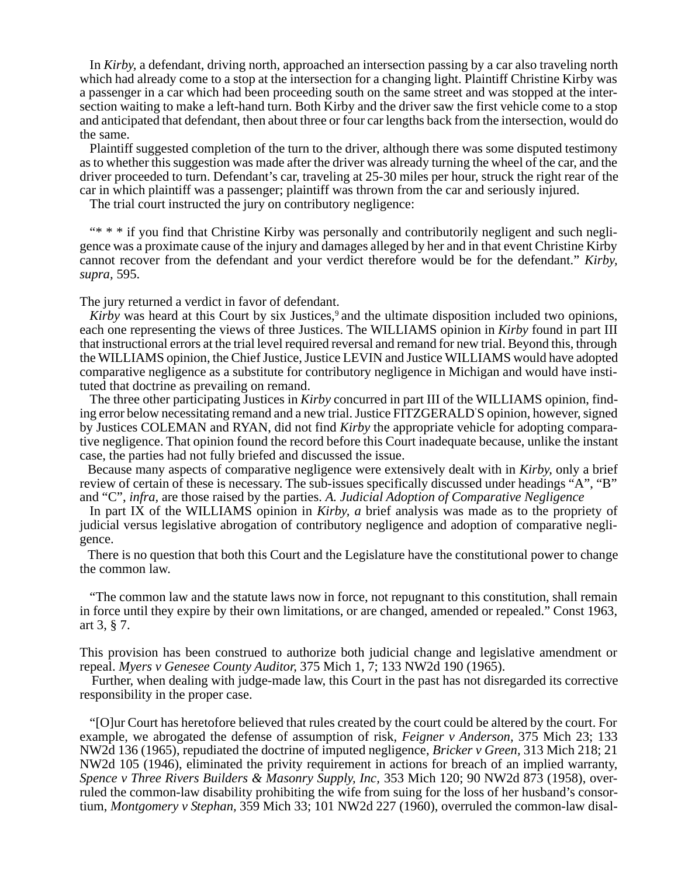In *Kirby,* a defendant, driving north, approached an intersection passing by a car also traveling north which had already come to a stop at the intersection for a changing light. Plaintiff Christine Kirby was a passenger in a car which had been proceeding south on the same street and was stopped at the intersection waiting to make a left-hand turn. Both Kirby and the driver saw the first vehicle come to a stop and anticipated that defendant, then about three or four car lengths back from the intersection, would do the same.

Plaintiff suggested completion of the turn to the driver, although there was some disputed testimony as to whether this suggestion was made after the driver was already turning the wheel of the car, and the driver proceeded to turn. Defendant's car, traveling at 25-30 miles per hour, struck the right rear of the car in which plaintiff was a passenger; plaintiff was thrown from the car and seriously injured.

The trial court instructed the jury on contributory negligence:

> "* * * if you find that Christine Kirby was personally and contributorily negligent and such negligence was a proximate cause of the injury and damages alleged by her and in that event Christine Kirby cannot recover from the defendant and your verdict therefore would be for the defendant." *Kirby, supra,* 595.

The jury returned a verdict in favor of defendant.

*Kirby* was heard at this Court by six Justices,[9] and the ultimate disposition included two opinions, each one representing the views of three Justices. The WILLIAMS opinion in *Kirby* found in part III that instructional errors at the trial level required reversal and remand for new trial. Beyond this, through the WILLIAMS opinion, the Chief Justice, Justice LEVIN and Justice WILLIAMS would have adopted comparative negligence as a substitute for contributory negligence in Michigan and would have instituted that doctrine as prevailing on remand.

The three other participating Justices in *Kirby* concurred in part III of the WILLIAMS opinion, finding error below necessitating remand and a new trial. Justice FITZGERALD'S opinion, however, signed by Justices COLEMAN and RYAN, did not find *Kirby* the appropriate vehicle for adopting comparative negligence. That opinion found the record before this Court inadequate because, unlike the instant case, the parties had not fully briefed and discussed the issue.

Because many aspects of comparative negligence were extensively dealt with in *Kirby,* only a brief review of certain of these is necessary. The sub-issues specifically discussed under headings "A", "B" and "C", *infra,* are those raised by the parties. *A. Judicial Adoption of Comparative Negligence*

In part IX of the WILLIAMS opinion in *Kirby, a* brief analysis was made as to the propriety of judicial versus legislative abrogation of contributory negligence and adoption of comparative negligence.

There is no question that both this Court and the Legislature have the constitutional power to change the common law.

> "The common law and the statute laws now in force, not repugnant to this constitution, shall remain in force until they expire by their own limitations, or are changed, amended or repealed." Const 1963, art 3, § 7.

This provision has been construed to authorize both judicial change and legislative amendment or repeal. *Myers v Genesee County Auditor,* 375 Mich 1, 7; 133 NW2d 190 (1965).

Further, when dealing with judge-made law, this Court in the past has not disregarded its corrective responsibility in the proper case.

> "[O]ur Court has heretofore believed that rules created by the court could be altered by the court. For example, we abrogated the defense of assumption of risk, *Feigner v Anderson,* 375 Mich 23; 133 NW2d 136 (1965), repudiated the doctrine of imputed negligence, *Bricker v Green,* 313 Mich 218; 21 NW2d 105 (1946), eliminated the privity requirement in actions for breach of an implied warranty, *Spence v Three Rivers Builders & Masonry Supply, Inc,* 353 Mich 120; 90 NW2d 873 (1958), overruled the common-law disability prohibiting the wife from suing for the loss of her husband's consortium, *Montgomery v Stephan,* 359 Mich 33; 101 NW2d 227 (1960), overruled the common-law disal-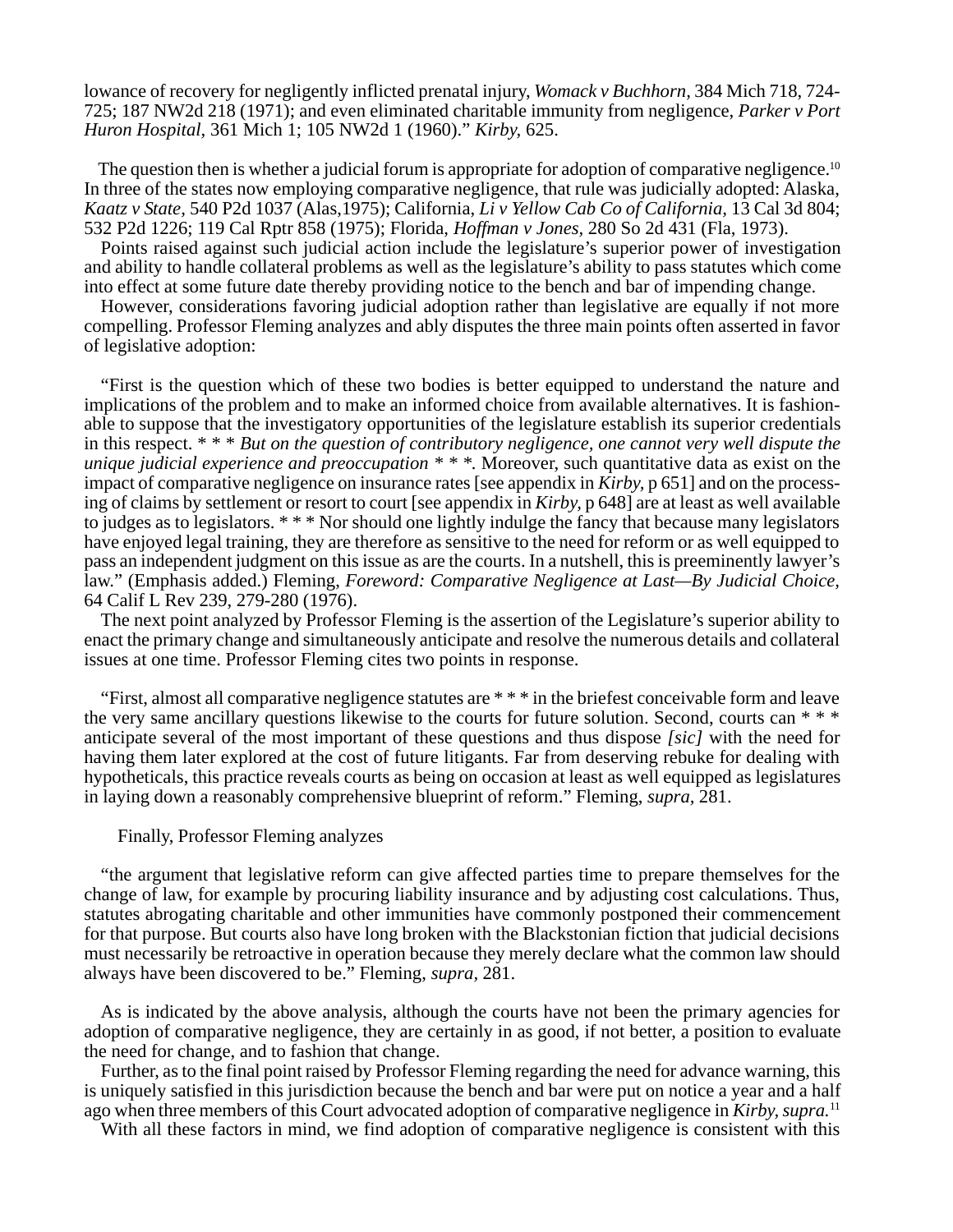lowance of recovery for negligently inflicted prenatal injury, *Womack v Buchhorn,* 384 Mich 718, 724-725; 187 NW2d 218 (1971); and even eliminated charitable immunity from negligence, *Parker v Port Huron Hospital,* 361 Mich 1; 105 NW2d 1 (1960)." *Kirby,* 625.

The question then is whether a judicial forum is appropriate for adoption of comparative negligence.[10] In three of the states now employing comparative negligence, that rule was judicially adopted: Alaska, *Kaatz v State*, 540 P2d 1037 (Alas,1975); California, *Li v Yellow Cab Co of California,* 13 Cal 3d 804; 532 P2d 1226; 119 Cal Rptr 858 (1975); Florida, *Hoffman v Jones,* 280 So 2d 431 (Fla, 1973).

Points raised against such judicial action include the legislature's superior power of investigation and ability to handle collateral problems as well as the legislature's ability to pass statutes which come into effect at some future date thereby providing notice to the bench and bar of impending change.

However, considerations favoring judicial adoption rather than legislative are equally if not more compelling. Professor Fleming analyzes and ably disputes the three main points often asserted in favor of legislative adoption:

"First is the question which of these two bodies is better equipped to understand the nature and implications of the problem and to make an informed choice from available alternatives. It is fashionable to suppose that the investigatory opportunities of the legislature establish its superior credentials in this respect. * * * *But on the question of contributory negligence, one cannot very well dispute the unique judicial experience and preoccupation* * * *.* Moreover, such quantitative data as exist on the impact of comparative negligence on insurance rates [see appendix in *Kirby,* p 651] and on the processing of claims by settlement or resort to court [see appendix in *Kirby,* p 648] are at least as well available to judges as to legislators. * * * Nor should one lightly indulge the fancy that because many legislators have enjoyed legal training, they are therefore as sensitive to the need for reform or as well equipped to pass an independent judgment on this issue as are the courts. In a nutshell, this is preeminently lawyer's law." (Emphasis added.) Fleming, *Foreword: Comparative Negligence at Last—By Judicial Choice,* 64 Calif L Rev 239, 279-280 (1976).

The next point analyzed by Professor Fleming is the assertion of the Legislature's superior ability to enact the primary change and simultaneously anticipate and resolve the numerous details and collateral issues at one time. Professor Fleming cites two points in response.

"First, almost all comparative negligence statutes are * * * in the briefest conceivable form and leave the very same ancillary questions likewise to the courts for future solution. Second, courts can * * * anticipate several of the most important of these questions and thus dispose *[sic]* with the need for having them later explored at the cost of future litigants. Far from deserving rebuke for dealing with hypotheticals, this practice reveals courts as being on occasion at least as well equipped as legislatures in laying down a reasonably comprehensive blueprint of reform." Fleming, *supra,* 281.

Finally, Professor Fleming analyzes

"the argument that legislative reform can give affected parties time to prepare themselves for the change of law, for example by procuring liability insurance and by adjusting cost calculations. Thus, statutes abrogating charitable and other immunities have commonly postponed their commencement for that purpose. But courts also have long broken with the Blackstonian fiction that judicial decisions must necessarily be retroactive in operation because they merely declare what the common law should always have been discovered to be." Fleming, *supra,* 281.

As is indicated by the above analysis, although the courts have not been the primary agencies for adoption of comparative negligence, they are certainly in as good, if not better, a position to evaluate the need for change, and to fashion that change.

Further, as to the final point raised by Professor Fleming regarding the need for advance warning, this is uniquely satisfied in this jurisdiction because the bench and bar were put on notice a year and a half ago when three members of this Court advocated adoption of comparative negligence in *Kirby, supra.*[11]

With all these factors in mind, we find adoption of comparative negligence is consistent with this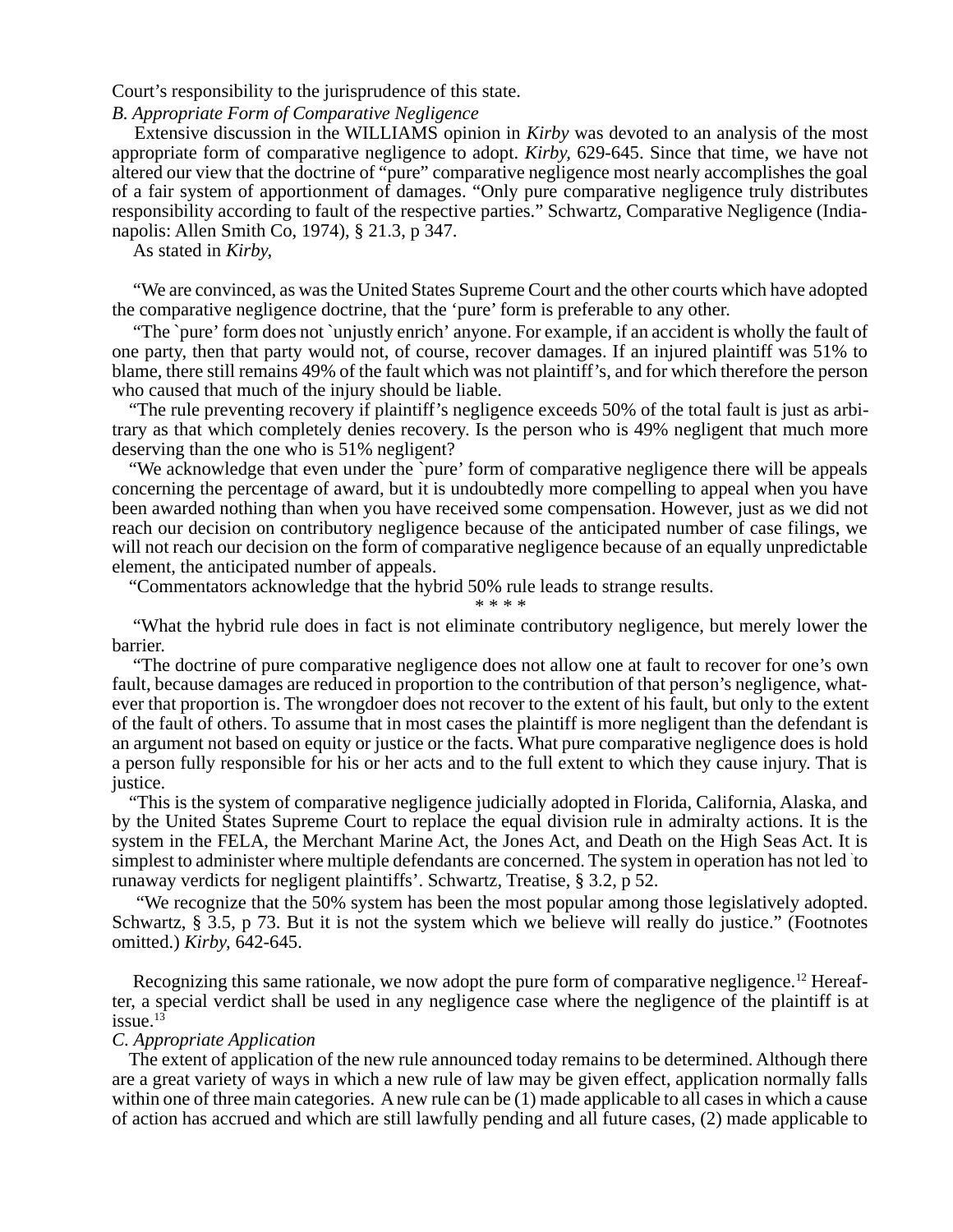Court's responsibility to the jurisprudence of this state.

*B. Appropriate Form of Comparative Negligence*

Extensive discussion in the WILLIAMS opinion in *Kirby* was devoted to an analysis of the most appropriate form of comparative negligence to adopt. *Kirby*, 629-645. Since that time, we have not altered our view that the doctrine of "pure" comparative negligence most nearly accomplishes the goal of a fair system of apportionment of damages. "Only pure comparative negligence truly distributes responsibility according to fault of the respective parties." Schwartz, Comparative Negligence (Indianapolis: Allen Smith Co, 1974), § 21.3, p 347.

As stated in *Kirby*,

> "We are convinced, as was the United States Supreme Court and the other courts which have adopted the comparative negligence doctrine, that the 'pure' form is preferable to any other.
>
> "The `pure' form does not `unjustly enrich' anyone. For example, if an accident is wholly the fault of one party, then that party would not, of course, recover damages. If an injured plaintiff was 51% to blame, there still remains 49% of the fault which was not plaintiff's, and for which therefore the person who caused that much of the injury should be liable.
>
> "The rule preventing recovery if plaintiff's negligence exceeds 50% of the total fault is just as arbitrary as that which completely denies recovery. Is the person who is 49% negligent that much more deserving than the one who is 51% negligent?
>
> "We acknowledge that even under the `pure' form of comparative negligence there will be appeals concerning the percentage of award, but it is undoubtedly more compelling to appeal when you have been awarded nothing than when you have received some compensation. However, just as we did not reach our decision on contributory negligence because of the anticipated number of case filings, we will not reach our decision on the form of comparative negligence because of an equally unpredictable element, the anticipated number of appeals.
>
> "Commentators acknowledge that the hybrid 50% rule leads to strange results.
>
> \* \* \* \*
>
> "What the hybrid rule does in fact is not eliminate contributory negligence, but merely lower the barrier.
>
> "The doctrine of pure comparative negligence does not allow one at fault to recover for one's own fault, because damages are reduced in proportion to the contribution of that person's negligence, whatever that proportion is. The wrongdoer does not recover to the extent of his fault, but only to the extent of the fault of others. To assume that in most cases the plaintiff is more negligent than the defendant is an argument not based on equity or justice or the facts. What pure comparative negligence does is hold a person fully responsible for his or her acts and to the full extent to which they cause injury. That is justice.
>
> "This is the system of comparative negligence judicially adopted in Florida, California, Alaska, and by the United States Supreme Court to replace the equal division rule in admiralty actions. It is the system in the FELA, the Merchant Marine Act, the Jones Act, and Death on the High Seas Act. It is simplest to administer where multiple defendants are concerned. The system in operation has not led `to runaway verdicts for negligent plaintiffs'. Schwartz, Treatise, § 3.2, p 52.
>
> "We recognize that the 50% system has been the most popular among those legislatively adopted. Schwartz, § 3.5, p 73. But it is not the system which we believe will really do justice." (Footnotes omitted.) *Kirby*, 642-645.

Recognizing this same rationale, we now adopt the pure form of comparative negligence.[12] Hereafter, a special verdict shall be used in any negligence case where the negligence of the plaintiff is at issue.[13]

*C. Appropriate Application*

The extent of application of the new rule announced today remains to be determined. Although there are a great variety of ways in which a new rule of law may be given effect, application normally falls within one of three main categories. A new rule can be (1) made applicable to all cases in which a cause of action has accrued and which are still lawfully pending and all future cases, (2) made applicable to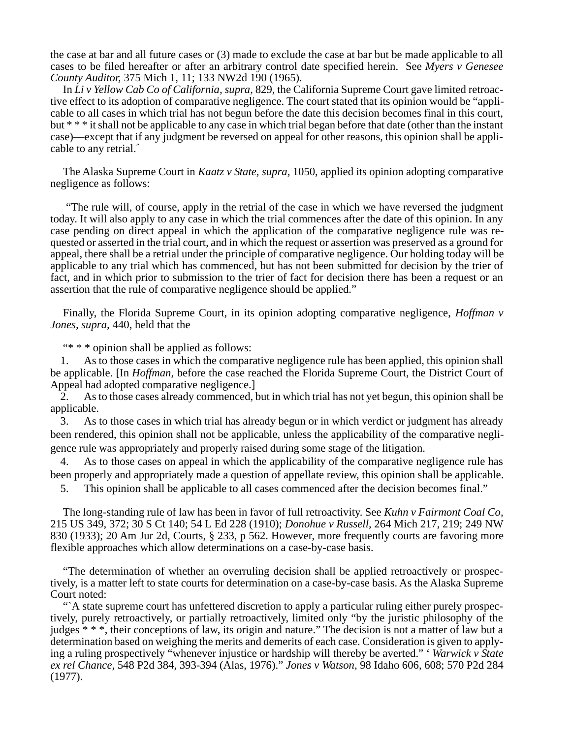the case at bar and all future cases or (3) made to exclude the case at bar but be made applicable to all cases to be filed hereafter or after an arbitrary control date specified herein. See *Myers v Genesee County Auditor,* 375 Mich 1, 11; 133 NW2d 190 (1965).

In *Li v Yellow Cab Co of California, supra,* 829, the California Supreme Court gave limited retroactive effect to its adoption of comparative negligence. The court stated that its opinion would be "applicable to all cases in which trial has not begun before the date this decision becomes final in this court, but * * * it shall not be applicable to any case in which trial began before that date (other than the instant case)—except that if any judgment be reversed on appeal for other reasons, this opinion shall be applicable to any retrial."

The Alaska Supreme Court in *Kaatz v State, supra,* 1050, applied its opinion adopting comparative negligence as follows:

"The rule will, of course, apply in the retrial of the case in which we have reversed the judgment today. It will also apply to any case in which the trial commences after the date of this opinion. In any case pending on direct appeal in which the application of the comparative negligence rule was requested or asserted in the trial court, and in which the request or assertion was preserved as a ground for appeal, there shall be a retrial under the principle of comparative negligence. Our holding today will be applicable to any trial which has commenced, but has not been submitted for decision by the trier of fact, and in which prior to submission to the trier of fact for decision there has been a request or an assertion that the rule of comparative negligence should be applied."

Finally, the Florida Supreme Court, in its opinion adopting comparative negligence, *Hoffman v Jones, supra,* 440, held that the

"* * * opinion shall be applied as follows:

1. As to those cases in which the comparative negligence rule has been applied, this opinion shall be applicable. [In *Hoffman,* before the case reached the Florida Supreme Court, the District Court of Appeal had adopted comparative negligence.]
2. As to those cases already commenced, but in which trial has not yet begun, this opinion shall be applicable.
3. As to those cases in which trial has already begun or in which verdict or judgment has already been rendered, this opinion shall not be applicable, unless the applicability of the comparative negligence rule was appropriately and properly raised during some stage of the litigation.
4. As to those cases on appeal in which the applicability of the comparative negligence rule has been properly and appropriately made a question of appellate review, this opinion shall be applicable.
5. This opinion shall be applicable to all cases commenced after the decision becomes final."

The long-standing rule of law has been in favor of full retroactivity. See *Kuhn v Fairmont Coal Co,* 215 US 349, 372; 30 S Ct 140; 54 L Ed 228 (1910); *Donohue v Russell,* 264 Mich 217, 219; 249 NW 830 (1933); 20 Am Jur 2d, Courts, § 233, p 562. However, more frequently courts are favoring more flexible approaches which allow determinations on a case-by-case basis.

"The determination of whether an overruling decision shall be applied retroactively or prospectively, is a matter left to state courts for determination on a case-by-case basis. As the Alaska Supreme Court noted:

"`A state supreme court has unfettered discretion to apply a particular ruling either purely prospectively, purely retroactively, or partially retroactively, limited only "by the juristic philosophy of the judges * * *, their conceptions of law, its origin and nature." The decision is not a matter of law but a determination based on weighing the merits and demerits of each case. Consideration is given to applying a ruling prospectively "whenever injustice or hardship will thereby be averted." ' *Warwick v State ex rel Chance,* 548 P2d 384, 393-394 (Alas, 1976)." *Jones v Watson,* 98 Idaho 606, 608; 570 P2d 284 (1977).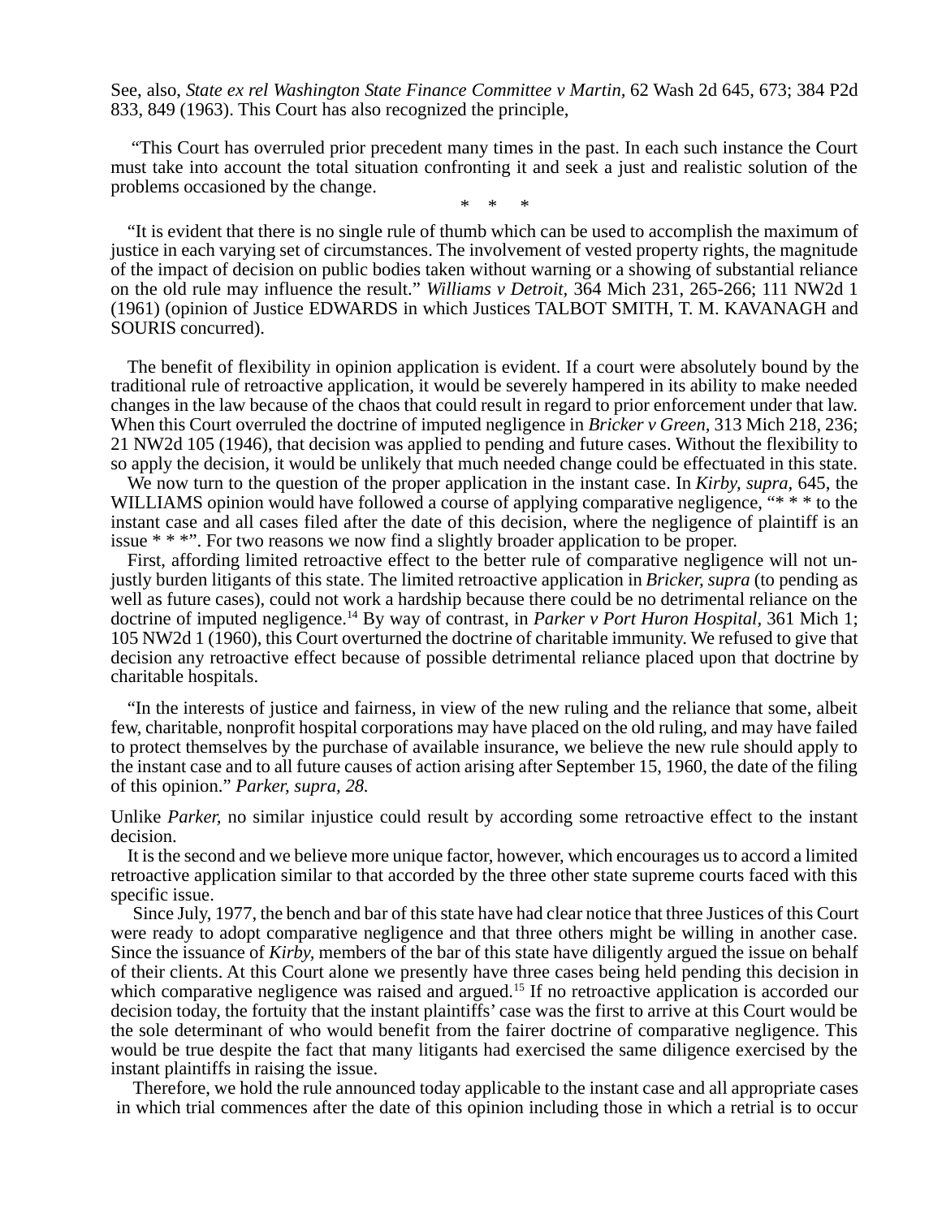See, also, *State ex rel Washington State Finance Committee v Martin,* 62 Wash 2d 645, 673; 384 P2d 833, 849 (1963). This Court has also recognized the principle,

> "This Court has overruled prior precedent many times in the past. In each such instance the Court must take into account the total situation confronting it and seek a just and realistic solution of the problems occasioned by the change.
>
> \* \* \*
>
> "It is evident that there is no single rule of thumb which can be used to accomplish the maximum of justice in each varying set of circumstances. The involvement of vested property rights, the magnitude of the impact of decision on public bodies taken without warning or a showing of substantial reliance on the old rule may influence the result." *Williams v Detroit,* 364 Mich 231, 265-266; 111 NW2d 1 (1961) (opinion of Justice EDWARDS in which Justices TALBOT SMITH, T. M. KAVANAGH and SOURIS concurred).

The benefit of flexibility in opinion application is evident. If a court were absolutely bound by the traditional rule of retroactive application, it would be severely hampered in its ability to make needed changes in the law because of the chaos that could result in regard to prior enforcement under that law. When this Court overruled the doctrine of imputed negligence in *Bricker v Green,* 313 Mich 218, 236; 21 NW2d 105 (1946), that decision was applied to pending and future cases. Without the flexibility to so apply the decision, it would be unlikely that much needed change could be effectuated in this state.

We now turn to the question of the proper application in the instant case. In *Kirby, supra,* 645, the WILLIAMS opinion would have followed a course of applying comparative negligence, "* * * to the instant case and all cases filed after the date of this decision, where the negligence of plaintiff is an issue * * *". For two reasons we now find a slightly broader application to be proper.

First, affording limited retroactive effect to the better rule of comparative negligence will not unjustly burden litigants of this state. The limited retroactive application in *Bricker, supra* (to pending as well as future cases), could not work a hardship because there could be no detrimental reliance on the doctrine of imputed negligence.[14] By way of contrast, in *Parker v Port Huron Hospital,* 361 Mich 1; 105 NW2d 1 (1960), this Court overturned the doctrine of charitable immunity. We refused to give that decision any retroactive effect because of possible detrimental reliance placed upon that doctrine by charitable hospitals.

> "In the interests of justice and fairness, in view of the new ruling and the reliance that some, albeit few, charitable, nonprofit hospital corporations may have placed on the old ruling, and may have failed to protect themselves by the purchase of available insurance, we believe the new rule should apply to the instant case and to all future causes of action arising after September 15, 1960, the date of the filing of this opinion." *Parker, supra, 28.*

Unlike *Parker,* no similar injustice could result by according some retroactive effect to the instant decision.

It is the second and we believe more unique factor, however, which encourages us to accord a limited retroactive application similar to that accorded by the three other state supreme courts faced with this specific issue.

Since July, 1977, the bench and bar of this state have had clear notice that three Justices of this Court were ready to adopt comparative negligence and that three others might be willing in another case. Since the issuance of *Kirby,* members of the bar of this state have diligently argued the issue on behalf of their clients. At this Court alone we presently have three cases being held pending this decision in which comparative negligence was raised and argued.[15] If no retroactive application is accorded our decision today, the fortuity that the instant plaintiffs' case was the first to arrive at this Court would be the sole determinant of who would benefit from the fairer doctrine of comparative negligence. This would be true despite the fact that many litigants had exercised the same diligence exercised by the instant plaintiffs in raising the issue.

Therefore, we hold the rule announced today applicable to the instant case and all appropriate cases in which trial commences after the date of this opinion including those in which a retrial is to occur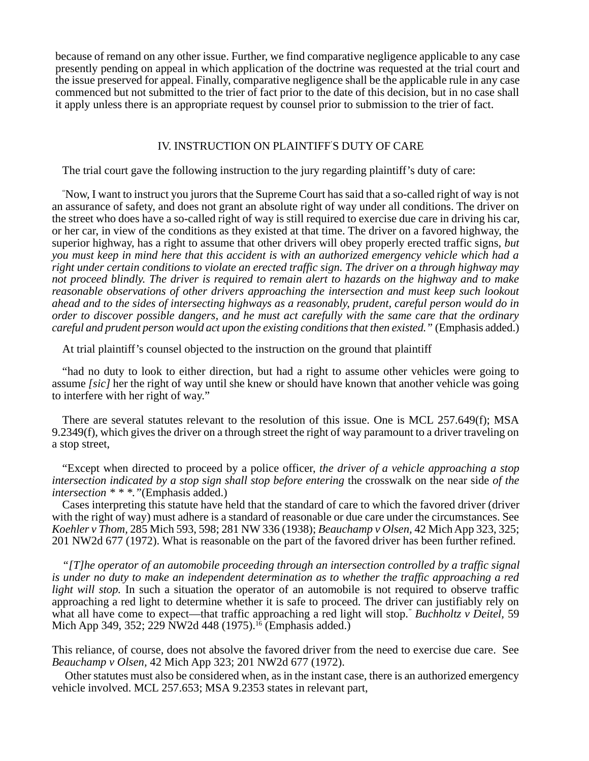because of remand on any other issue. Further, we find comparative negligence applicable to any case presently pending on appeal in which application of the doctrine was requested at the trial court and the issue preserved for appeal. Finally, comparative negligence shall be the applicable rule in any case commenced but not submitted to the trier of fact prior to the date of this decision, but in no case shall it apply unless there is an appropriate request by counsel prior to submission to the trier of fact.

## IV. INSTRUCTION ON PLAINTIFF'S DUTY OF CARE

The trial court gave the following instruction to the jury regarding plaintiff's duty of care:

"Now, I want to instruct you jurors that the Supreme Court has said that a so-called right of way is not an assurance of safety, and does not grant an absolute right of way under all conditions. The driver on the street who does have a so-called right of way is still required to exercise due care in driving his car, or her car, in view of the conditions as they existed at that time. The driver on a favored highway, the superior highway, has a right to assume that other drivers will obey properly erected traffic signs, *but you must keep in mind here that this accident is with an authorized emergency vehicle which had a right under certain conditions to violate an erected traffic sign. The driver on a through highway may not proceed blindly. The driver is required to remain alert to hazards on the highway and to make reasonable observations of other drivers approaching the intersection and must keep such lookout ahead and to the sides of intersecting highways as a reasonably, prudent, careful person would do in order to discover possible dangers, and he must act carefully with the same care that the ordinary careful and prudent person would act upon the existing conditions that then existed."* (Emphasis added.)

At trial plaintiff's counsel objected to the instruction on the ground that plaintiff

"had no duty to look to either direction, but had a right to assume other vehicles were going to assume *[sic]* her the right of way until she knew or should have known that another vehicle was going to interfere with her right of way."

There are several statutes relevant to the resolution of this issue. One is MCL 257.649(f); MSA 9.2349(f), which gives the driver on a through street the right of way paramount to a driver traveling on a stop street,

"Except when directed to proceed by a police officer, *the driver of a vehicle approaching a stop intersection indicated by a stop sign shall stop before entering* the crosswalk on the near side *of the intersection * * *."* (Emphasis added.)

Cases interpreting this statute have held that the standard of care to which the favored driver (driver with the right of way) must adhere is a standard of reasonable or due care under the circumstances. See *Koehler v Thom*, 285 Mich 593, 598; 281 NW 336 (1938); *Beauchamp v Olsen*, 42 Mich App 323, 325; 201 NW2d 677 (1972). What is reasonable on the part of the favored driver has been further refined.

*"[T]he operator of an automobile proceeding through an intersection controlled by a traffic signal is under no duty to make an independent determination as to whether the traffic approaching a red light will stop.* In such a situation the operator of an automobile is not required to observe traffic approaching a red light to determine whether it is safe to proceed. The driver can justifiably rely on what all have come to expect—that traffic approaching a red light will stop." *Buchholtz v Deitel*, 59 Mich App 349, 352; 229 NW2d 448 (1975).[16] (Emphasis added.)

This reliance, of course, does not absolve the favored driver from the need to exercise due care. See *Beauchamp v Olsen*, 42 Mich App 323; 201 NW2d 677 (1972).

Other statutes must also be considered when, as in the instant case, there is an authorized emergency vehicle involved. MCL 257.653; MSA 9.2353 states in relevant part,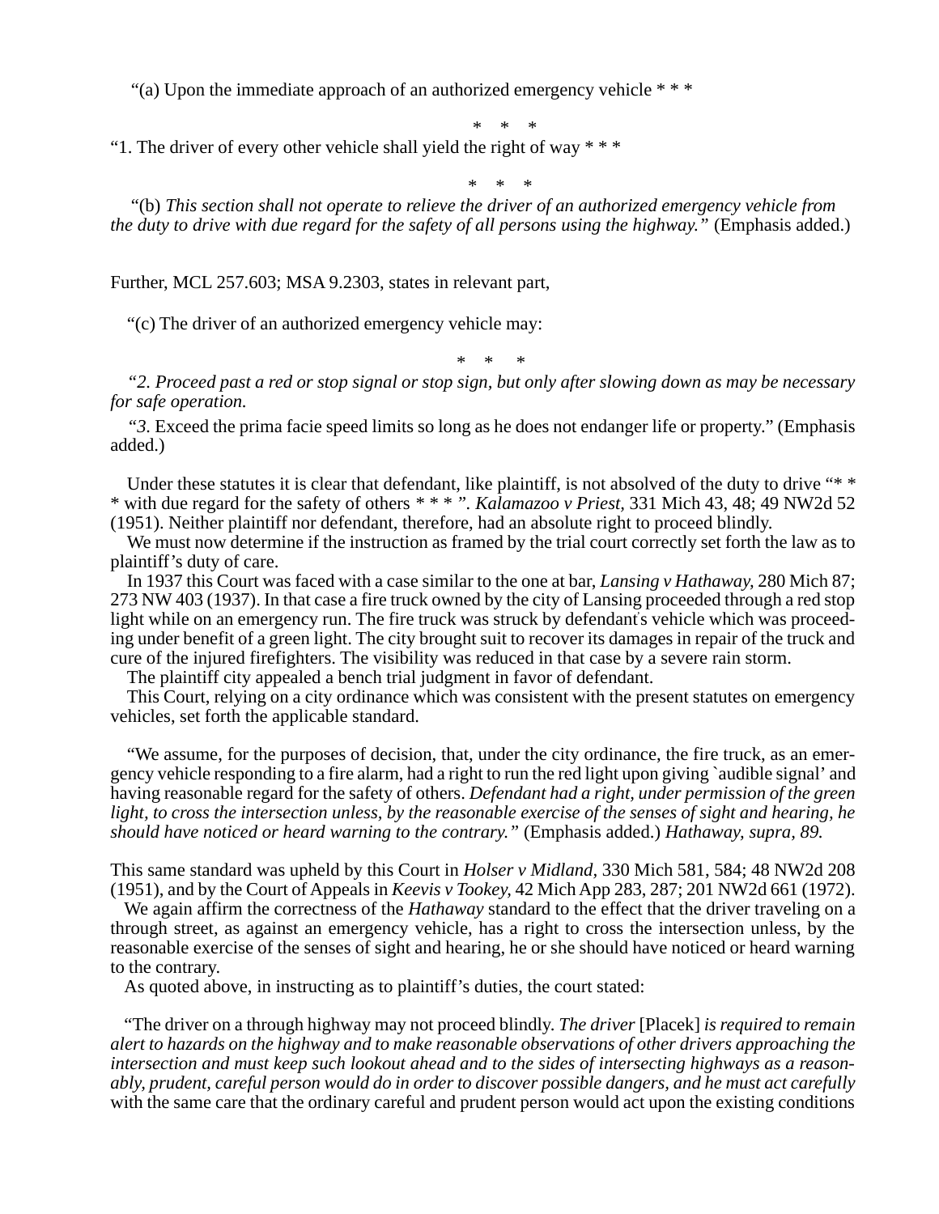"(a) Upon the immediate approach of an authorized emergency vehicle * * *

\* \* \*

"1. The driver of every other vehicle shall yield the right of way * * *

\* \* \*

"(b) *This section shall not operate to relieve the driver of an authorized emergency vehicle from the duty to drive with due regard for the safety of all persons using the highway."* (Emphasis added.)

Further, MCL 257.603; MSA 9.2303, states in relevant part,

"(c) The driver of an authorized emergency vehicle may:

\* \* \*

*"2. Proceed past a red or stop signal or stop sign, but only after slowing down as may be necessary for safe operation.*

*"3.* Exceed the prima facie speed limits so long as he does not endanger life or property." (Emphasis added.)

Under these statutes it is clear that defendant, like plaintiff, is not absolved of the duty to drive "* * * with due regard for the safety of others * * * ". *Kalamazoo v Priest*, 331 Mich 43, 48; 49 NW2d 52 (1951). Neither plaintiff nor defendant, therefore, had an absolute right to proceed blindly.

We must now determine if the instruction as framed by the trial court correctly set forth the law as to plaintiff's duty of care.

In 1937 this Court was faced with a case similar to the one at bar, *Lansing v Hathaway*, 280 Mich 87; 273 NW 403 (1937). In that case a fire truck owned by the city of Lansing proceeded through a red stop light while on an emergency run. The fire truck was struck by defendant's vehicle which was proceeding under benefit of a green light. The city brought suit to recover its damages in repair of the truck and cure of the injured firefighters. The visibility was reduced in that case by a severe rain storm.

The plaintiff city appealed a bench trial judgment in favor of defendant.

This Court, relying on a city ordinance which was consistent with the present statutes on emergency vehicles, set forth the applicable standard.

"We assume, for the purposes of decision, that, under the city ordinance, the fire truck, as an emergency vehicle responding to a fire alarm, had a right to run the red light upon giving `audible signal' and having reasonable regard for the safety of others. *Defendant had a right, under permission of the green light, to cross the intersection unless, by the reasonable exercise of the senses of sight and hearing, he should have noticed or heard warning to the contrary."* (Emphasis added.) *Hathaway, supra, 89.*

This same standard was upheld by this Court in *Holser v Midland*, 330 Mich 581, 584; 48 NW2d 208 (1951), and by the Court of Appeals in *Keevis v Tookey*, 42 Mich App 283, 287; 201 NW2d 661 (1972).

We again affirm the correctness of the *Hathaway* standard to the effect that the driver traveling on a through street, as against an emergency vehicle, has a right to cross the intersection unless, by the reasonable exercise of the senses of sight and hearing, he or she should have noticed or heard warning to the contrary.

As quoted above, in instructing as to plaintiff's duties, the court stated:

"The driver on a through highway may not proceed blindly. *The driver* [Placek] *is required to remain alert to hazards on the highway and to make reasonable observations of other drivers approaching the intersection and must keep such lookout ahead and to the sides of intersecting highways as a reasonably, prudent, careful person would do in order to discover possible dangers, and he must act carefully* with the same care that the ordinary careful and prudent person would act upon the existing conditions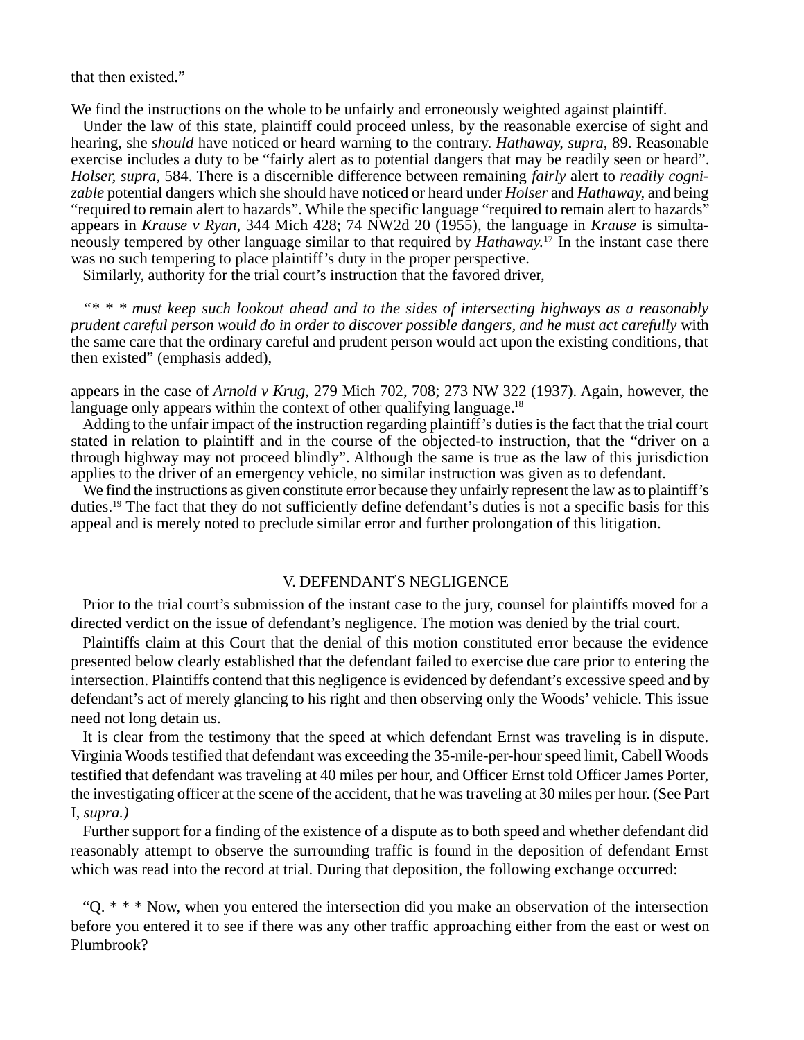that then existed."

We find the instructions on the whole to be unfairly and erroneously weighted against plaintiff.

Under the law of this state, plaintiff could proceed unless, by the reasonable exercise of sight and hearing, she *should* have noticed or heard warning to the contrary. *Hathaway, supra,* 89. Reasonable exercise includes a duty to be "fairly alert as to potential dangers that may be readily seen or heard". *Holser, supra,* 584. There is a discernible difference between remaining *fairly* alert to *readily cognizable* potential dangers which she should have noticed or heard under *Holser* and *Hathaway,* and being "required to remain alert to hazards". While the specific language "required to remain alert to hazards" appears in *Krause v Ryan,* 344 Mich 428; 74 NW2d 20 (1955), the language in *Krause* is simultaneously tempered by other language similar to that required by *Hathaway.*[17] In the instant case there was no such tempering to place plaintiff's duty in the proper perspective.

Similarly, authority for the trial court's instruction that the favored driver,

> "* * * *must keep such lookout ahead and to the sides of intersecting highways as a reasonably prudent careful person would do in order to discover possible dangers, and he must act carefully* with the same care that the ordinary careful and prudent person would act upon the existing conditions, that then existed" (emphasis added),

appears in the case of *Arnold v Krug,* 279 Mich 702, 708; 273 NW 322 (1937). Again, however, the language only appears within the context of other qualifying language.[18]

Adding to the unfair impact of the instruction regarding plaintiff's duties is the fact that the trial court stated in relation to plaintiff and in the course of the objected-to instruction, that the "driver on a through highway may not proceed blindly". Although the same is true as the law of this jurisdiction applies to the driver of an emergency vehicle, no similar instruction was given as to defendant.

We find the instructions as given constitute error because they unfairly represent the law as to plaintiff's duties.[19] The fact that they do not sufficiently define defendant's duties is not a specific basis for this appeal and is merely noted to preclude similar error and further prolongation of this litigation.

## V. DEFENDANT'S NEGLIGENCE

Prior to the trial court's submission of the instant case to the jury, counsel for plaintiffs moved for a directed verdict on the issue of defendant's negligence. The motion was denied by the trial court.

Plaintiffs claim at this Court that the denial of this motion constituted error because the evidence presented below clearly established that the defendant failed to exercise due care prior to entering the intersection. Plaintiffs contend that this negligence is evidenced by defendant's excessive speed and by defendant's act of merely glancing to his right and then observing only the Woods' vehicle. This issue need not long detain us.

It is clear from the testimony that the speed at which defendant Ernst was traveling is in dispute. Virginia Woods testified that defendant was exceeding the 35-mile-per-hour speed limit, Cabell Woods testified that defendant was traveling at 40 miles per hour, and Officer Ernst told Officer James Porter, the investigating officer at the scene of the accident, that he was traveling at 30 miles per hour. (See Part I, *supra.)*

Further support for a finding of the existence of a dispute as to both speed and whether defendant did reasonably attempt to observe the surrounding traffic is found in the deposition of defendant Ernst which was read into the record at trial. During that deposition, the following exchange occurred:

> "Q. * * * Now, when you entered the intersection did you make an observation of the intersection before you entered it to see if there was any other traffic approaching either from the east or west on Plumbrook?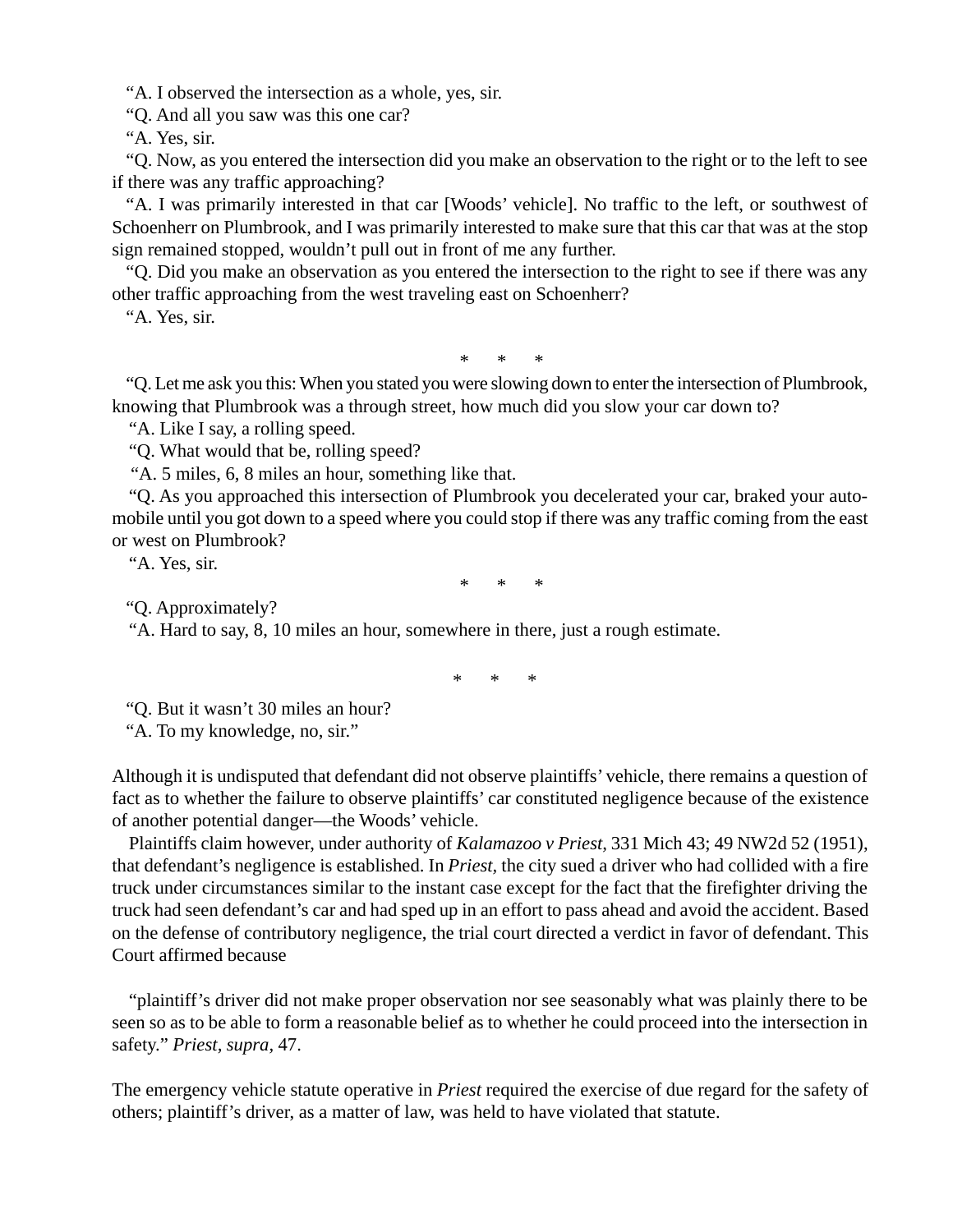"A. I observed the intersection as a whole, yes, sir.

"Q. And all you saw was this one car?

"A. Yes, sir.

"Q. Now, as you entered the intersection did you make an observation to the right or to the left to see if there was any traffic approaching?

"A. I was primarily interested in that car [Woods' vehicle]. No traffic to the left, or southwest of Schoenherr on Plumbrook, and I was primarily interested to make sure that this car that was at the stop sign remained stopped, wouldn't pull out in front of me any further.

"Q. Did you make an observation as you entered the intersection to the right to see if there was any other traffic approaching from the west traveling east on Schoenherr?

"A. Yes, sir.

\* \* \*

"Q. Let me ask you this: When you stated you were slowing down to enter the intersection of Plumbrook, knowing that Plumbrook was a through street, how much did you slow your car down to?

"A. Like I say, a rolling speed.

"Q. What would that be, rolling speed?

"A. 5 miles, 6, 8 miles an hour, something like that.

"Q. As you approached this intersection of Plumbrook you decelerated your car, braked your automobile until you got down to a speed where you could stop if there was any traffic coming from the east or west on Plumbrook?

"A. Yes, sir.

\* \* \*

"Q. Approximately?

"A. Hard to say, 8, 10 miles an hour, somewhere in there, just a rough estimate.

\* \* \*

"Q. But it wasn't 30 miles an hour?

"A. To my knowledge, no, sir."

Although it is undisputed that defendant did not observe plaintiffs' vehicle, there remains a question of fact as to whether the failure to observe plaintiffs' car constituted negligence because of the existence of another potential danger—the Woods' vehicle.

Plaintiffs claim however, under authority of *Kalamazoo v Priest*, 331 Mich 43; 49 NW2d 52 (1951), that defendant's negligence is established. In *Priest*, the city sued a driver who had collided with a fire truck under circumstances similar to the instant case except for the fact that the firefighter driving the truck had seen defendant's car and had sped up in an effort to pass ahead and avoid the accident. Based on the defense of contributory negligence, the trial court directed a verdict in favor of defendant. This Court affirmed because

> "plaintiff's driver did not make proper observation nor see seasonably what was plainly there to be seen so as to be able to form a reasonable belief as to whether he could proceed into the intersection in safety." *Priest*, *supra*, 47.

The emergency vehicle statute operative in *Priest* required the exercise of due regard for the safety of others; plaintiff's driver, as a matter of law, was held to have violated that statute.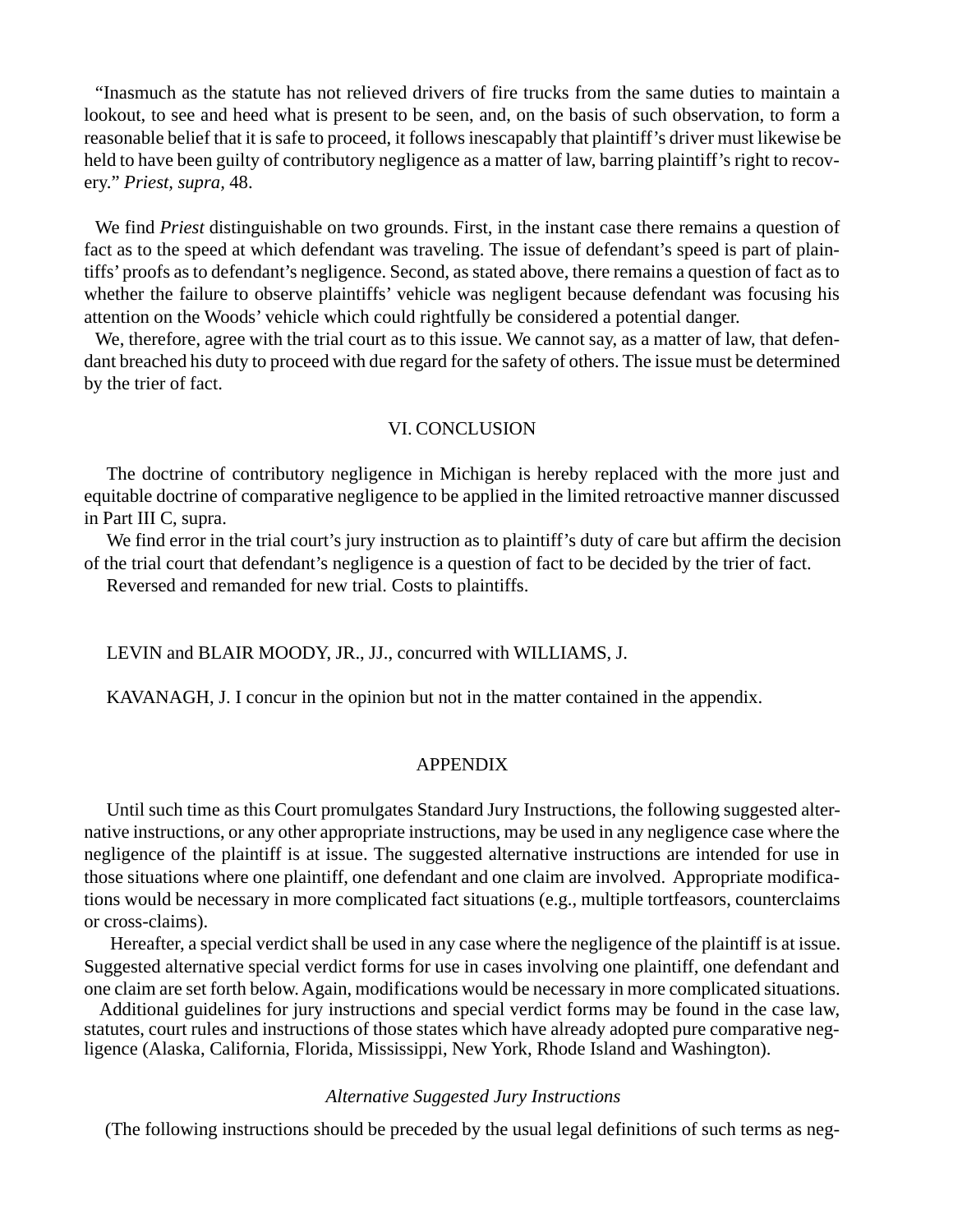"Inasmuch as the statute has not relieved drivers of fire trucks from the same duties to maintain a lookout, to see and heed what is present to be seen, and, on the basis of such observation, to form a reasonable belief that it is safe to proceed, it follows inescapably that plaintiff's driver must likewise be held to have been guilty of contributory negligence as a matter of law, barring plaintiff's right to recovery." *Priest, supra,* 48.

We find *Priest* distinguishable on two grounds. First, in the instant case there remains a question of fact as to the speed at which defendant was traveling. The issue of defendant's speed is part of plaintiffs' proofs as to defendant's negligence. Second, as stated above, there remains a question of fact as to whether the failure to observe plaintiffs' vehicle was negligent because defendant was focusing his attention on the Woods' vehicle which could rightfully be considered a potential danger.

We, therefore, agree with the trial court as to this issue. We cannot say, as a matter of law, that defendant breached his duty to proceed with due regard for the safety of others. The issue must be determined by the trier of fact.

## VI. CONCLUSION

The doctrine of contributory negligence in Michigan is hereby replaced with the more just and equitable doctrine of comparative negligence to be applied in the limited retroactive manner discussed in Part III C, supra.

We find error in the trial court's jury instruction as to plaintiff's duty of care but affirm the decision of the trial court that defendant's negligence is a question of fact to be decided by the trier of fact.

Reversed and remanded for new trial. Costs to plaintiffs.

LEVIN and BLAIR MOODY, JR., JJ., concurred with WILLIAMS, J.

KAVANAGH, J. I concur in the opinion but not in the matter contained in the appendix.

## APPENDIX

Until such time as this Court promulgates Standard Jury Instructions, the following suggested alternative instructions, or any other appropriate instructions, may be used in any negligence case where the negligence of the plaintiff is at issue. The suggested alternative instructions are intended for use in those situations where one plaintiff, one defendant and one claim are involved. Appropriate modifications would be necessary in more complicated fact situations (e.g., multiple tortfeasors, counterclaims or cross-claims).

Hereafter, a special verdict shall be used in any case where the negligence of the plaintiff is at issue. Suggested alternative special verdict forms for use in cases involving one plaintiff, one defendant and one claim are set forth below. Again, modifications would be necessary in more complicated situations.

Additional guidelines for jury instructions and special verdict forms may be found in the case law, statutes, court rules and instructions of those states which have already adopted pure comparative negligence (Alaska, California, Florida, Mississippi, New York, Rhode Island and Washington).

### *Alternative Suggested Jury Instructions*

(The following instructions should be preceded by the usual legal definitions of such terms as neg-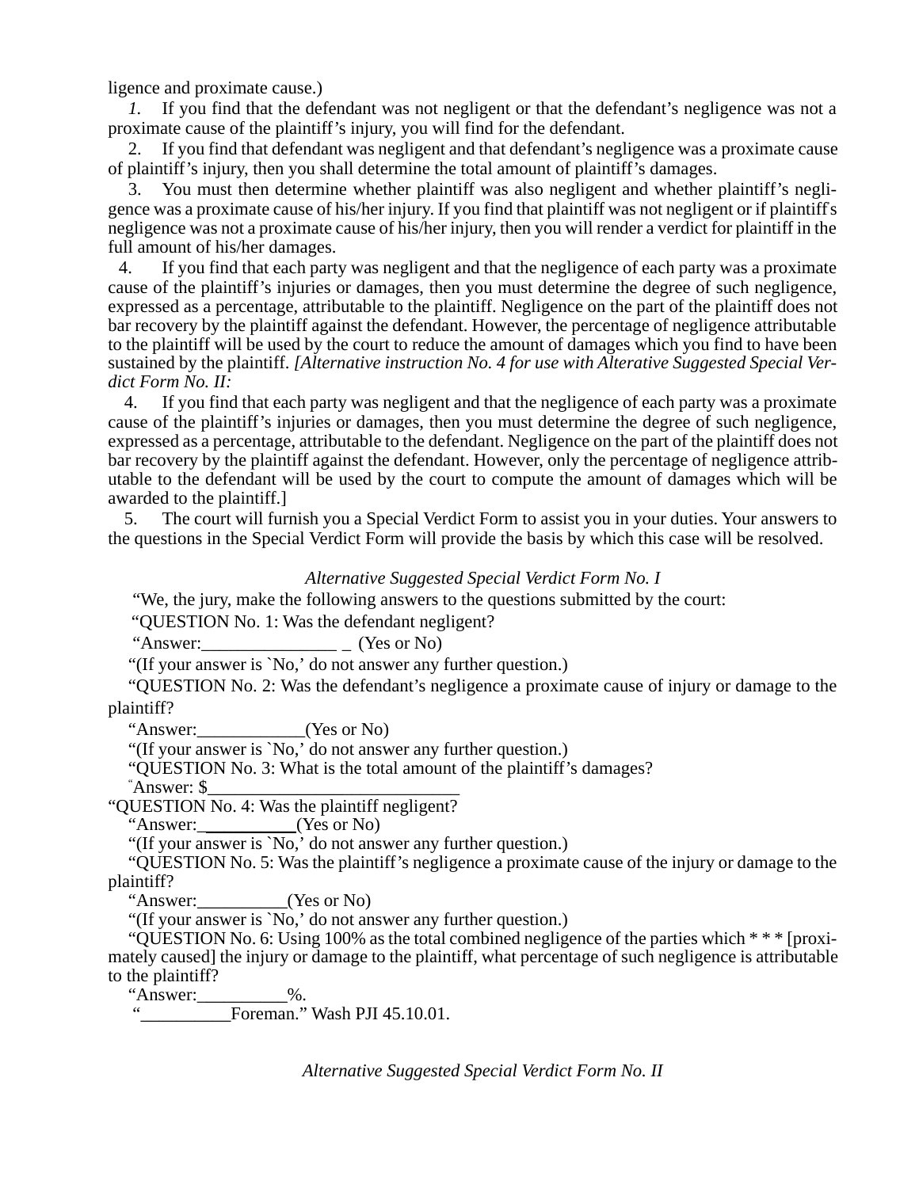ligence and proximate cause.)

*1.* If you find that the defendant was not negligent or that the defendant's negligence was not a proximate cause of the plaintiff's injury, you will find for the defendant.

2. If you find that defendant was negligent and that defendant's negligence was a proximate cause of plaintiff's injury, then you shall determine the total amount of plaintiff's damages.

3. You must then determine whether plaintiff was also negligent and whether plaintiff's negligence was a proximate cause of his/her injury. If you find that plaintiff was not negligent or if plaintiff's negligence was not a proximate cause of his/her injury, then you will render a verdict for plaintiff in the full amount of his/her damages.

4. If you find that each party was negligent and that the negligence of each party was a proximate cause of the plaintiff's injuries or damages, then you must determine the degree of such negligence, expressed as a percentage, attributable to the plaintiff. Negligence on the part of the plaintiff does not bar recovery by the plaintiff against the defendant. However, the percentage of negligence attributable to the plaintiff will be used by the court to reduce the amount of damages which you find to have been sustained by the plaintiff. *[Alternative instruction No. 4 for use with Alterative Suggested Special Verdict Form No. II:*

4. If you find that each party was negligent and that the negligence of each party was a proximate cause of the plaintiff's injuries or damages, then you must determine the degree of such negligence, expressed as a percentage, attributable to the defendant. Negligence on the part of the plaintiff does not bar recovery by the plaintiff against the defendant. However, only the percentage of negligence attributable to the defendant will be used by the court to compute the amount of damages which will be awarded to the plaintiff.]

5. The court will furnish you a Special Verdict Form to assist you in your duties. Your answers to the questions in the Special Verdict Form will provide the basis by which this case will be resolved.

*Alternative Suggested Special Verdict Form No. I*

"We, the jury, make the following answers to the questions submitted by the court:

"QUESTION No. 1: Was the defendant negligent?

"Answer:_______________ _ (Yes or No)

"(If your answer is `No,' do not answer any further question.)

"QUESTION No. 2: Was the defendant's negligence a proximate cause of injury or damage to the plaintiff?

"Answer:____________(Yes or No)

"(If your answer is `No,' do not answer any further question.)

"QUESTION No. 3: What is the total amount of the plaintiff's damages?

"Answer: $____________________________

"QUESTION No. 4: Was the plaintiff negligent?

"Answer:__________(Yes or No)

"(If your answer is `No,' do not answer any further question.)

"QUESTION No. 5: Was the plaintiff's negligence a proximate cause of the injury or damage to the plaintiff?

"Answer:__________(Yes or No)

"(If your answer is `No,' do not answer any further question.)

"QUESTION No. 6: Using 100% as the total combined negligence of the parties which * * * [proximately caused] the injury or damage to the plaintiff, what percentage of such negligence is attributable to the plaintiff?

"Answer:__________%.

"__________Foreman." Wash PJI 45.10.01.

*Alternative Suggested Special Verdict Form No. II*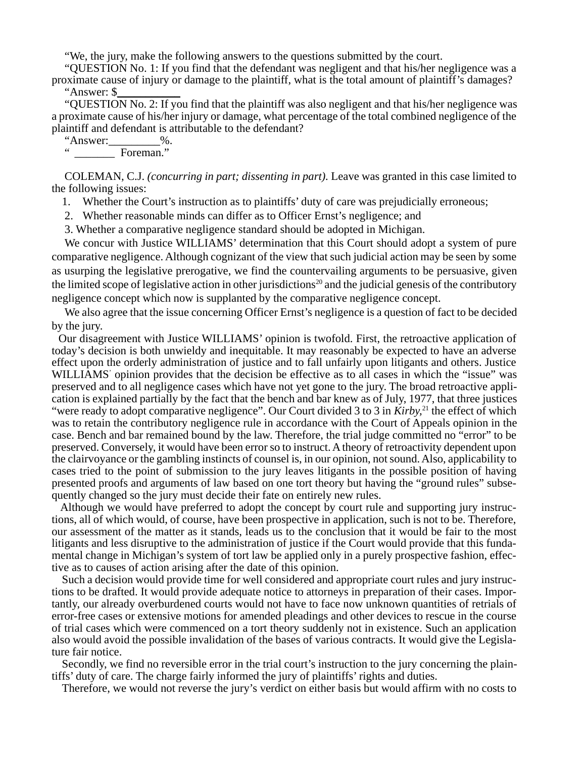"We, the jury, make the following answers to the questions submitted by the court.

"QUESTION No. 1: If you find that the defendant was negligent and that his/her negligence was a proximate cause of injury or damage to the plaintiff, what is the total amount of plaintiff's damages?

"Answer: $\_\_\_\_\_\_\_\_\_\_

"QUESTION No. 2: If you find that the plaintiff was also negligent and that his/her negligence was a proximate cause of his/her injury or damage, what percentage of the total combined negligence of the plaintiff and defendant is attributable to the defendant?

"Answer:\_\_\_\_\_\_\_\_\_%.

" \_\_\_\_\_\_\_ Foreman."

COLEMAN, C.J. *(concurring in part; dissenting in part)*. Leave was granted in this case limited to the following issues:

1. Whether the Court's instruction as to plaintiffs' duty of care was prejudicially erroneous;
2. Whether reasonable minds can differ as to Officer Ernst's negligence; and
3. Whether a comparative negligence standard should be adopted in Michigan.

We concur with Justice WILLIAMS' determination that this Court should adopt a system of pure comparative negligence. Although cognizant of the view that such judicial action may be seen by some as usurping the legislative prerogative, we find the countervailing arguments to be persuasive, given the limited scope of legislative action in other jurisdictions[20] and the judicial genesis of the contributory negligence concept which now is supplanted by the comparative negligence concept.

We also agree that the issue concerning Officer Ernst's negligence is a question of fact to be decided by the jury.

Our disagreement with Justice WILLIAMS' opinion is twofold. First, the retroactive application of today's decision is both unwieldy and inequitable. It may reasonably be expected to have an adverse effect upon the orderly administration of justice and to fall unfairly upon litigants and others. Justice WILLIAMS' opinion provides that the decision be effective as to all cases in which the "issue" was preserved and to all negligence cases which have not yet gone to the jury. The broad retroactive application is explained partially by the fact that the bench and bar knew as of July, 1977, that three justices "were ready to adopt comparative negligence". Our Court divided 3 to 3 in *Kirby*,[21] the effect of which was to retain the contributory negligence rule in accordance with the Court of Appeals opinion in the case. Bench and bar remained bound by the law. Therefore, the trial judge committed no "error" to be preserved. Conversely, it would have been error so to instruct. A theory of retroactivity dependent upon the clairvoyance or the gambling instincts of counsel is, in our opinion, not sound. Also, applicability to cases tried to the point of submission to the jury leaves litigants in the possible position of having presented proofs and arguments of law based on one tort theory but having the "ground rules" subsequently changed so the jury must decide their fate on entirely new rules.

Although we would have preferred to adopt the concept by court rule and supporting jury instructions, all of which would, of course, have been prospective in application, such is not to be. Therefore, our assessment of the matter as it stands, leads us to the conclusion that it would be fair to the most litigants and less disruptive to the administration of justice if the Court would provide that this fundamental change in Michigan's system of tort law be applied only in a purely prospective fashion, effective as to causes of action arising after the date of this opinion.

Such a decision would provide time for well considered and appropriate court rules and jury instructions to be drafted. It would provide adequate notice to attorneys in preparation of their cases. Importantly, our already overburdened courts would not have to face now unknown quantities of retrials of error-free cases or extensive motions for amended pleadings and other devices to rescue in the course of trial cases which were commenced on a tort theory suddenly not in existence. Such an application also would avoid the possible invalidation of the bases of various contracts. It would give the Legislature fair notice.

Secondly, we find no reversible error in the trial court's instruction to the jury concerning the plaintiffs' duty of care. The charge fairly informed the jury of plaintiffs' rights and duties.

Therefore, we would not reverse the jury's verdict on either basis but would affirm with no costs to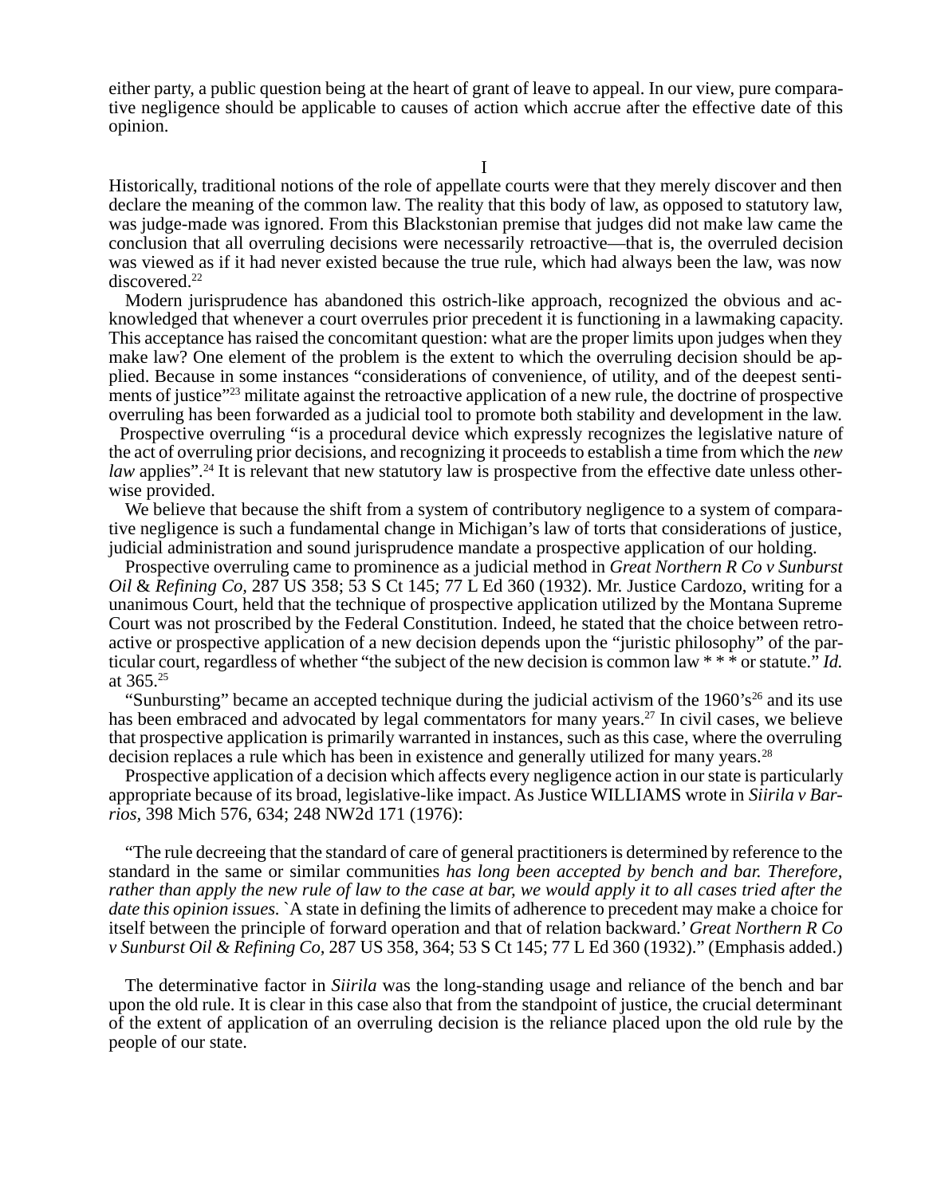either party, a public question being at the heart of grant of leave to appeal. In our view, pure comparative negligence should be applicable to causes of action which accrue after the effective date of this opinion.

I

Historically, traditional notions of the role of appellate courts were that they merely discover and then declare the meaning of the common law. The reality that this body of law, as opposed to statutory law, was judge-made was ignored. From this Blackstonian premise that judges did not make law came the conclusion that all overruling decisions were necessarily retroactive—that is, the overruled decision was viewed as if it had never existed because the true rule, which had always been the law, was now discovered.[22]

Modern jurisprudence has abandoned this ostrich-like approach, recognized the obvious and acknowledged that whenever a court overrules prior precedent it is functioning in a lawmaking capacity. This acceptance has raised the concomitant question: what are the proper limits upon judges when they make law? One element of the problem is the extent to which the overruling decision should be applied. Because in some instances "considerations of convenience, of utility, and of the deepest sentiments of justice"[23] militate against the retroactive application of a new rule, the doctrine of prospective overruling has been forwarded as a judicial tool to promote both stability and development in the law.

Prospective overruling "is a procedural device which expressly recognizes the legislative nature of the act of overruling prior decisions, and recognizing it proceeds to establish a time from which the *new law* applies".[24] It is relevant that new statutory law is prospective from the effective date unless otherwise provided.

We believe that because the shift from a system of contributory negligence to a system of comparative negligence is such a fundamental change in Michigan's law of torts that considerations of justice, judicial administration and sound jurisprudence mandate a prospective application of our holding.

Prospective overruling came to prominence as a judicial method in *Great Northern R Co v Sunburst Oil* & *Refining Co*, 287 US 358; 53 S Ct 145; 77 L Ed 360 (1932). Mr. Justice Cardozo, writing for a unanimous Court, held that the technique of prospective application utilized by the Montana Supreme Court was not proscribed by the Federal Constitution. Indeed, he stated that the choice between retroactive or prospective application of a new decision depends upon the "juristic philosophy" of the particular court, regardless of whether "the subject of the new decision is common law * * * or statute." *Id.* at 365.[25]

"Sunbursting" became an accepted technique during the judicial activism of the 1960's[26] and its use has been embraced and advocated by legal commentators for many years.[27] In civil cases, we believe that prospective application is primarily warranted in instances, such as this case, where the overruling decision replaces a rule which has been in existence and generally utilized for many years.[28]

Prospective application of a decision which affects every negligence action in our state is particularly appropriate because of its broad, legislative-like impact. As Justice WILLIAMS wrote in *Siirila v Barrios,* 398 Mich 576, 634; 248 NW2d 171 (1976):

> "The rule decreeing that the standard of care of general practitioners is determined by reference to the standard in the same or similar communities *has long been accepted by bench and bar. Therefore, rather than apply the new rule of law to the case at bar, we would apply it to all cases tried after the date this opinion issues.* `A state in defining the limits of adherence to precedent may make a choice for itself between the principle of forward operation and that of relation backward.' *Great Northern R Co v Sunburst Oil & Refining Co,* 287 US 358, 364; 53 S Ct 145; 77 L Ed 360 (1932)." (Emphasis added.)

The determinative factor in *Siirila* was the long-standing usage and reliance of the bench and bar upon the old rule. It is clear in this case also that from the standpoint of justice, the crucial determinant of the extent of application of an overruling decision is the reliance placed upon the old rule by the people of our state.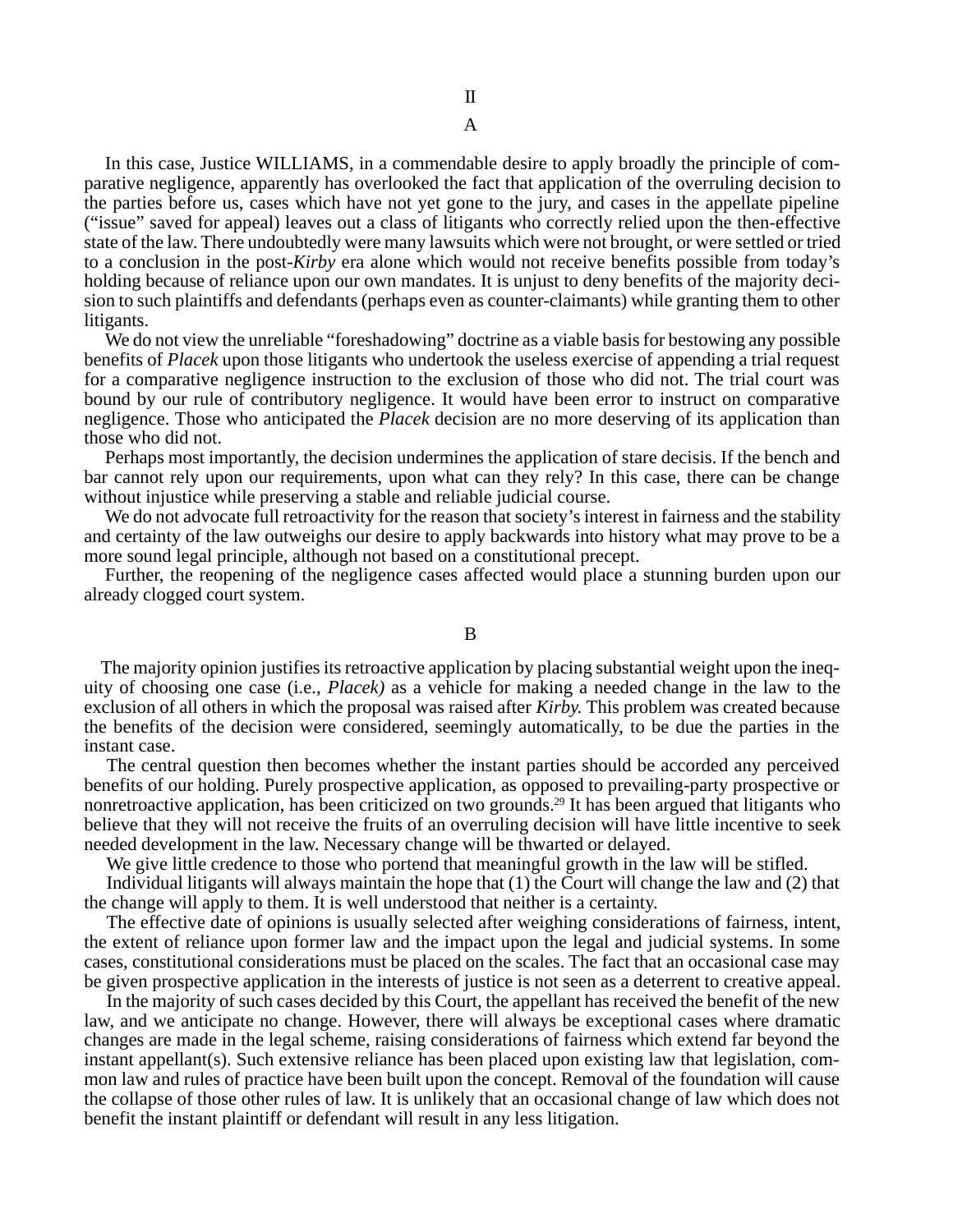## II

### A

In this case, Justice WILLIAMS, in a commendable desire to apply broadly the principle of comparative negligence, apparently has overlooked the fact that application of the overruling decision to the parties before us, cases which have not yet gone to the jury, and cases in the appellate pipeline ("issue" saved for appeal) leaves out a class of litigants who correctly relied upon the then-effective state of the law. There undoubtedly were many lawsuits which were not brought, or were settled or tried to a conclusion in the post-*Kirby* era alone which would not receive benefits possible from today's holding because of reliance upon our own mandates. It is unjust to deny benefits of the majority decision to such plaintiffs and defendants (perhaps even as counter-claimants) while granting them to other litigants.

We do not view the unreliable "foreshadowing" doctrine as a viable basis for bestowing any possible benefits of *Placek* upon those litigants who undertook the useless exercise of appending a trial request for a comparative negligence instruction to the exclusion of those who did not. The trial court was bound by our rule of contributory negligence. It would have been error to instruct on comparative negligence. Those who anticipated the *Placek* decision are no more deserving of its application than those who did not.

Perhaps most importantly, the decision undermines the application of stare decisis. If the bench and bar cannot rely upon our requirements, upon what can they rely? In this case, there can be change without injustice while preserving a stable and reliable judicial course.

We do not advocate full retroactivity for the reason that society's interest in fairness and the stability and certainty of the law outweighs our desire to apply backwards into history what may prove to be a more sound legal principle, although not based on a constitutional precept.

Further, the reopening of the negligence cases affected would place a stunning burden upon our already clogged court system.

### B

The majority opinion justifies its retroactive application by placing substantial weight upon the inequity of choosing one case (i.e., *Placek)* as a vehicle for making a needed change in the law to the exclusion of all others in which the proposal was raised after *Kirby.* This problem was created because the benefits of the decision were considered, seemingly automatically, to be due the parties in the instant case.

The central question then becomes whether the instant parties should be accorded any perceived benefits of our holding. Purely prospective application, as opposed to prevailing-party prospective or nonretroactive application, has been criticized on two grounds.[29] It has been argued that litigants who believe that they will not receive the fruits of an overruling decision will have little incentive to seek needed development in the law. Necessary change will be thwarted or delayed.

We give little credence to those who portend that meaningful growth in the law will be stifled.

Individual litigants will always maintain the hope that (1) the Court will change the law and (2) that the change will apply to them. It is well understood that neither is a certainty.

The effective date of opinions is usually selected after weighing considerations of fairness, intent, the extent of reliance upon former law and the impact upon the legal and judicial systems. In some cases, constitutional considerations must be placed on the scales. The fact that an occasional case may be given prospective application in the interests of justice is not seen as a deterrent to creative appeal.

In the majority of such cases decided by this Court, the appellant has received the benefit of the new law, and we anticipate no change. However, there will always be exceptional cases where dramatic changes are made in the legal scheme, raising considerations of fairness which extend far beyond the instant appellant(s). Such extensive reliance has been placed upon existing law that legislation, common law and rules of practice have been built upon the concept. Removal of the foundation will cause the collapse of those other rules of law. It is unlikely that an occasional change of law which does not benefit the instant plaintiff or defendant will result in any less litigation.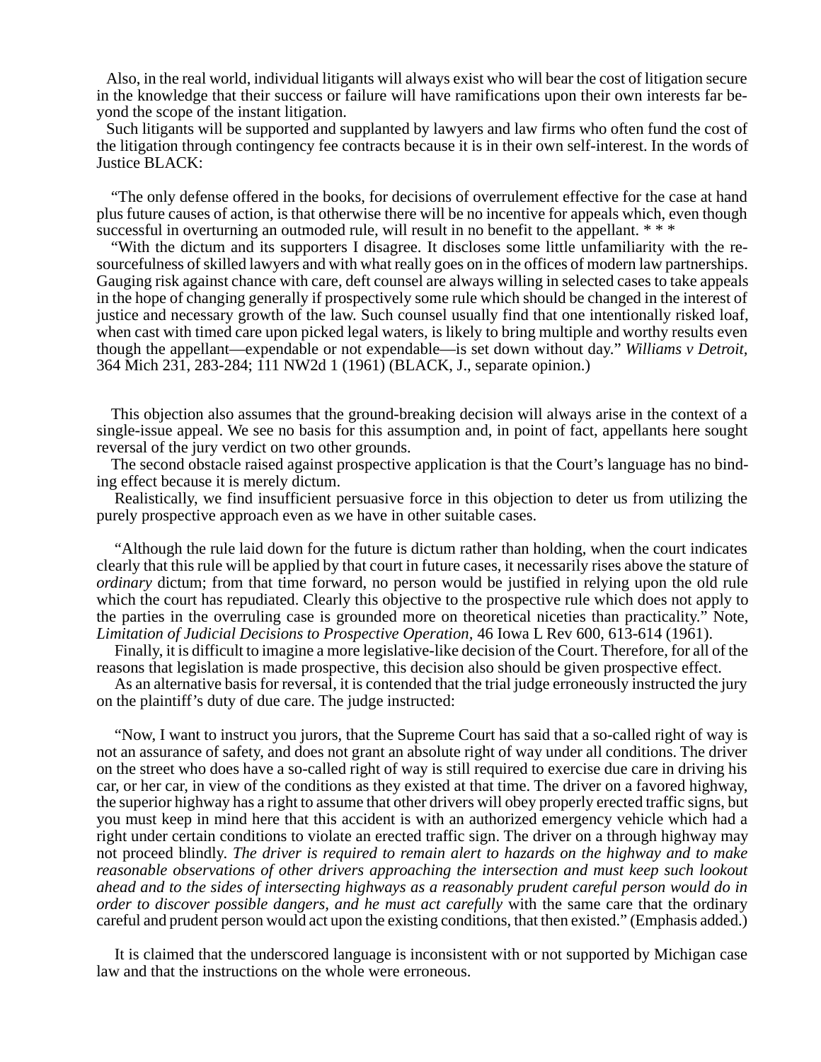Also, in the real world, individual litigants will always exist who will bear the cost of litigation secure in the knowledge that their success or failure will have ramifications upon their own interests far beyond the scope of the instant litigation.

Such litigants will be supported and supplanted by lawyers and law firms who often fund the cost of the litigation through contingency fee contracts because it is in their own self-interest. In the words of Justice BLACK:

> "The only defense offered in the books, for decisions of overrulement effective for the case at hand plus future causes of action, is that otherwise there will be no incentive for appeals which, even though successful in overturning an outmoded rule, will result in no benefit to the appellant. * * *
>
> "With the dictum and its supporters I disagree. It discloses some little unfamiliarity with the resourcefulness of skilled lawyers and with what really goes on in the offices of modern law partnerships. Gauging risk against chance with care, deft counsel are always willing in selected cases to take appeals in the hope of changing generally if prospectively some rule which should be changed in the interest of justice and necessary growth of the law. Such counsel usually find that one intentionally risked loaf, when cast with timed care upon picked legal waters, is likely to bring multiple and worthy results even though the appellant—expendable or not expendable—is set down without day." *Williams v Detroit,* 364 Mich 231, 283-284; 111 NW2d 1 (1961) (BLACK, J., separate opinion.)

This objection also assumes that the ground-breaking decision will always arise in the context of a single-issue appeal. We see no basis for this assumption and, in point of fact, appellants here sought reversal of the jury verdict on two other grounds.

The second obstacle raised against prospective application is that the Court's language has no binding effect because it is merely dictum.

Realistically, we find insufficient persuasive force in this objection to deter us from utilizing the purely prospective approach even as we have in other suitable cases.

> "Although the rule laid down for the future is dictum rather than holding, when the court indicates clearly that this rule will be applied by that court in future cases, it necessarily rises above the stature of *ordinary* dictum; from that time forward, no person would be justified in relying upon the old rule which the court has repudiated. Clearly this objective to the prospective rule which does not apply to the parties in the overruling case is grounded more on theoretical niceties than practicality." Note, *Limitation of Judicial Decisions to Prospective Operation,* 46 Iowa L Rev 600, 613-614 (1961).

Finally, it is difficult to imagine a more legislative-like decision of the Court. Therefore, for all of the reasons that legislation is made prospective, this decision also should be given prospective effect.

As an alternative basis for reversal, it is contended that the trial judge erroneously instructed the jury on the plaintiff's duty of due care. The judge instructed:

> "Now, I want to instruct you jurors, that the Supreme Court has said that a so-called right of way is not an assurance of safety, and does not grant an absolute right of way under all conditions. The driver on the street who does have a so-called right of way is still required to exercise due care in driving his car, or her car, in view of the conditions as they existed at that time. The driver on a favored highway, the superior highway has a right to assume that other drivers will obey properly erected traffic signs, but you must keep in mind here that this accident is with an authorized emergency vehicle which had a right under certain conditions to violate an erected traffic sign. The driver on a through highway may not proceed blindly. *The driver is required to remain alert to hazards on the highway and to make reasonable observations of other drivers approaching the intersection and must keep such lookout ahead and to the sides of intersecting highways as a reasonably prudent careful person would do in order to discover possible dangers, and he must act carefully* with the same care that the ordinary careful and prudent person would act upon the existing conditions, that then existed." (Emphasis added.)

It is claimed that the underscored language is inconsistent with or not supported by Michigan case law and that the instructions on the whole were erroneous.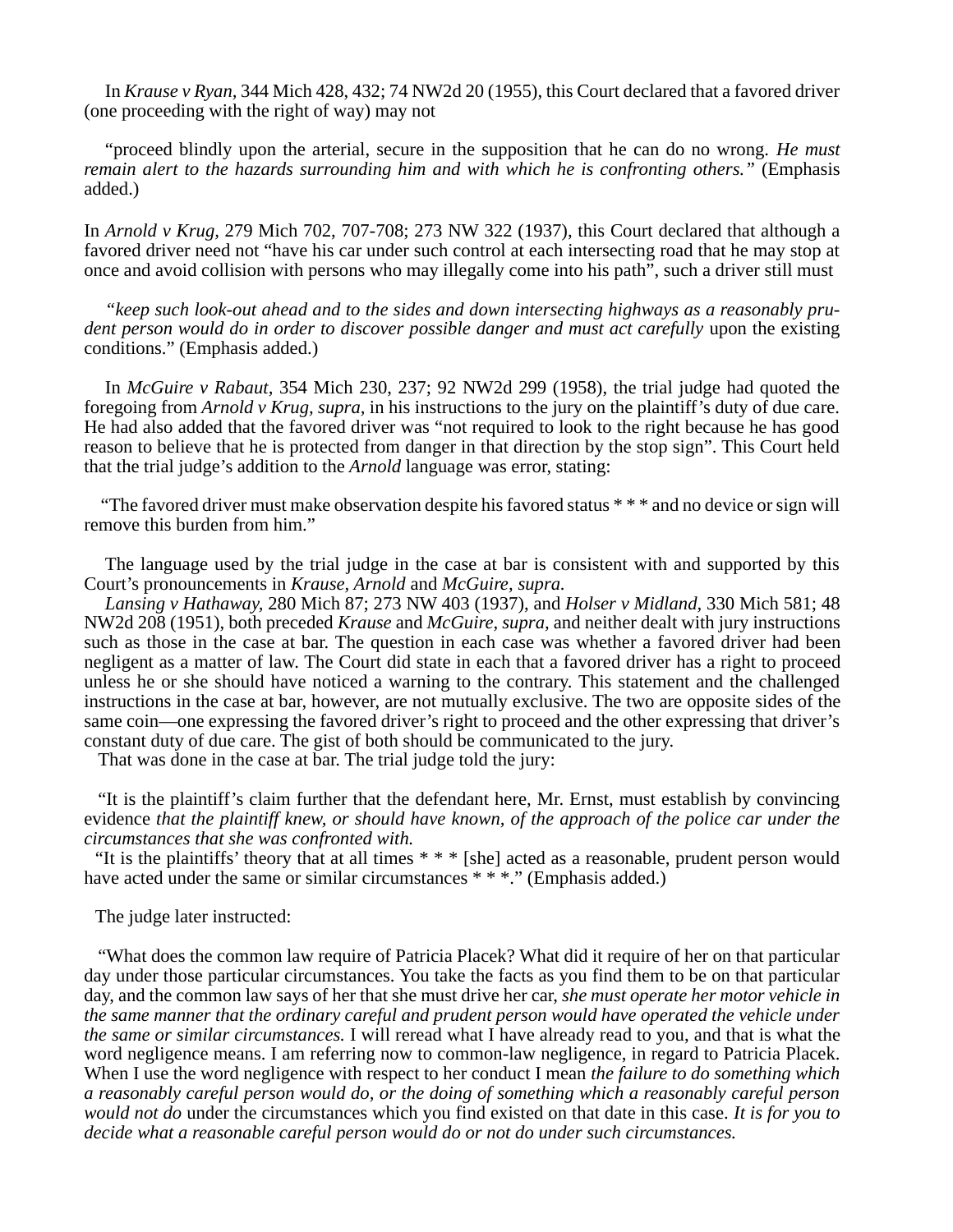In *Krause v Ryan,* 344 Mich 428, 432; 74 NW2d 20 (1955), this Court declared that a favored driver (one proceeding with the right of way) may not

> "proceed blindly upon the arterial, secure in the supposition that he can do no wrong. *He must remain alert to the hazards surrounding him and with which he is confronting others."* (Emphasis added.)

In *Arnold v Krug,* 279 Mich 702, 707-708; 273 NW 322 (1937), this Court declared that although a favored driver need not "have his car under such control at each intersecting road that he may stop at once and avoid collision with persons who may illegally come into his path", such a driver still must

> *"keep such look-out ahead and to the sides and down intersecting highways as a reasonably prudent person would do in order to discover possible danger and must act carefully* upon the existing conditions." (Emphasis added.)

In *McGuire v Rabaut,* 354 Mich 230, 237; 92 NW2d 299 (1958), the trial judge had quoted the foregoing from *Arnold v Krug, supra,* in his instructions to the jury on the plaintiff's duty of due care. He had also added that the favored driver was "not required to look to the right because he has good reason to believe that he is protected from danger in that direction by the stop sign". This Court held that the trial judge's addition to the *Arnold* language was error, stating:

> "The favored driver must make observation despite his favored status * * * and no device or sign will remove this burden from him."

The language used by the trial judge in the case at bar is consistent with and supported by this Court's pronouncements in *Krause, Arnold* and *McGuire, supra.*

*Lansing v Hathaway,* 280 Mich 87; 273 NW 403 (1937), and *Holser v Midland,* 330 Mich 581; 48 NW2d 208 (1951), both preceded *Krause* and *McGuire, supra,* and neither dealt with jury instructions such as those in the case at bar. The question in each case was whether a favored driver had been negligent as a matter of law. The Court did state in each that a favored driver has a right to proceed unless he or she should have noticed a warning to the contrary. This statement and the challenged instructions in the case at bar, however, are not mutually exclusive. The two are opposite sides of the same coin—one expressing the favored driver's right to proceed and the other expressing that driver's constant duty of due care. The gist of both should be communicated to the jury.

That was done in the case at bar. The trial judge told the jury:

> "It is the plaintiff's claim further that the defendant here, Mr. Ernst, must establish by convincing evidence *that the plaintiff knew, or should have known, of the approach of the police car under the circumstances that she was confronted with.*
>
> "It is the plaintiffs' theory that at all times * * * [she] acted as a reasonable, prudent person would have acted under the same or similar circumstances * * *." (Emphasis added.)

The judge later instructed:

> "What does the common law require of Patricia Placek? What did it require of her on that particular day under those particular circumstances. You take the facts as you find them to be on that particular day, and the common law says of her that she must drive her car, *she must operate her motor vehicle in the same manner that the ordinary careful and prudent person would have operated the vehicle under the same or similar circumstances.* I will reread what I have already read to you, and that is what the word negligence means. I am referring now to common-law negligence, in regard to Patricia Placek. When I use the word negligence with respect to her conduct I mean *the failure to do something which a reasonably careful person would do, or the doing of something which a reasonably careful person would not do* under the circumstances which you find existed on that date in this case. *It is for you to decide what a reasonable careful person would do or not do under such circumstances.*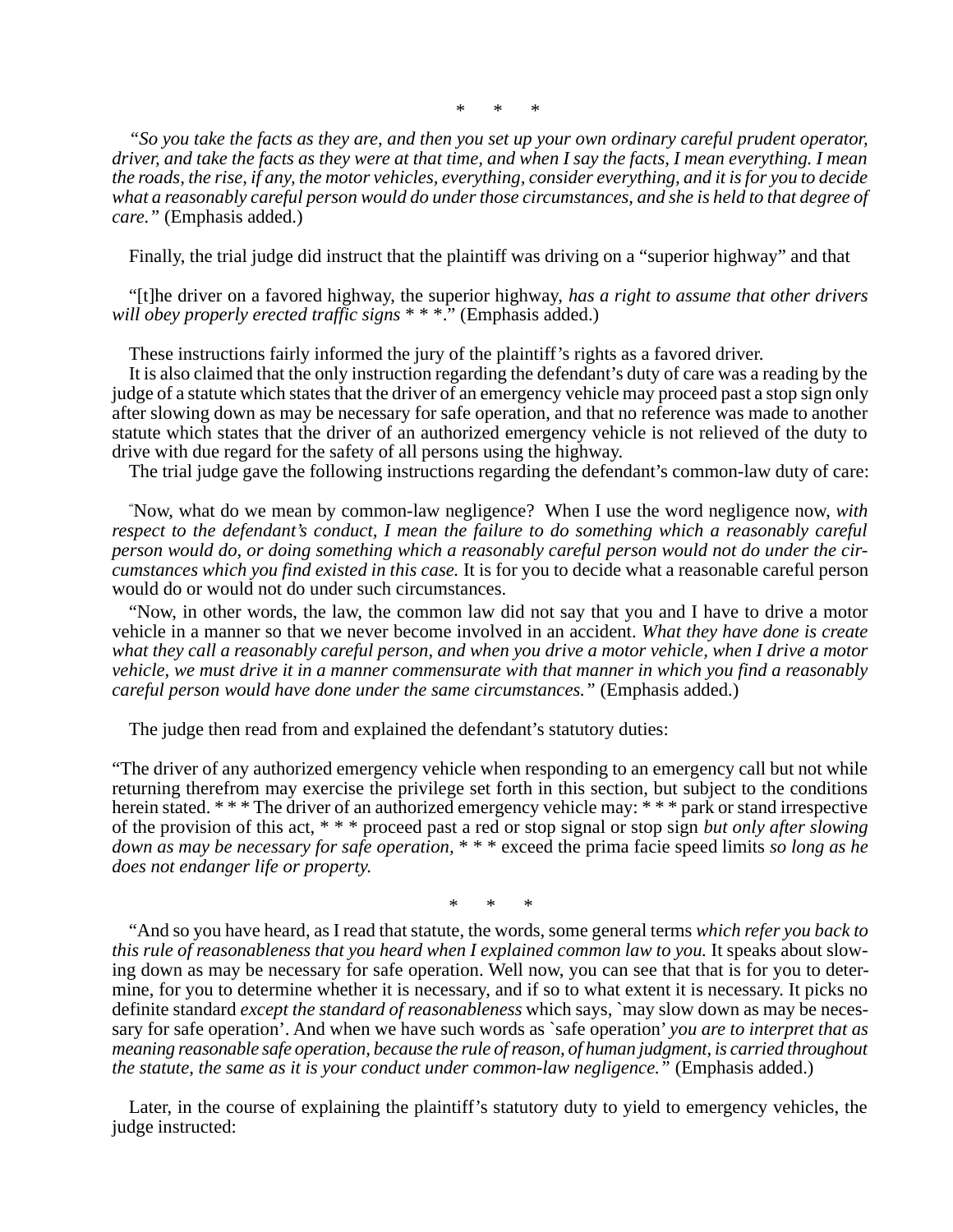\*    \*    \*

*"So you take the facts as they are, and then you set up your own ordinary careful prudent operator, driver, and take the facts as they were at that time, and when I say the facts, I mean everything. I mean the roads, the rise, if any, the motor vehicles, everything, consider everything, and it is for you to decide what a reasonably careful person would do under those circumstances, and she is held to that degree of care."* (Emphasis added.)

Finally, the trial judge did instruct that the plaintiff was driving on a "superior highway" and that

"[t]he driver on a favored highway, the superior highway, *has a right to assume that other drivers will obey properly erected traffic signs* * * *." (Emphasis added.)

These instructions fairly informed the jury of the plaintiff's rights as a favored driver.

It is also claimed that the only instruction regarding the defendant's duty of care was a reading by the judge of a statute which states that the driver of an emergency vehicle may proceed past a stop sign only after slowing down as may be necessary for safe operation, and that no reference was made to another statute which states that the driver of an authorized emergency vehicle is not relieved of the duty to drive with due regard for the safety of all persons using the highway.

The trial judge gave the following instructions regarding the defendant's common-law duty of care:

"Now, what do we mean by common-law negligence? When I use the word negligence now, *with respect to the defendant's conduct, I mean the failure to do something which a reasonably careful person would do, or doing something which a reasonably careful person would not do under the circumstances which you find existed in this case.* It is for you to decide what a reasonable careful person would do or would not do under such circumstances.

"Now, in other words, the law, the common law did not say that you and I have to drive a motor vehicle in a manner so that we never become involved in an accident. *What they have done is create what they call a reasonably careful person, and when you drive a motor vehicle, when I drive a motor vehicle, we must drive it in a manner commensurate with that manner in which you find a reasonably careful person would have done under the same circumstances."* (Emphasis added.)

The judge then read from and explained the defendant's statutory duties:

"The driver of any authorized emergency vehicle when responding to an emergency call but not while returning therefrom may exercise the privilege set forth in this section, but subject to the conditions herein stated. * * * The driver of an authorized emergency vehicle may: * * * park or stand irrespective of the provision of this act, * * * proceed past a red or stop signal or stop sign *but only after slowing down as may be necessary for safe operation,* * * * exceed the prima facie speed limits *so long as he does not endanger life or property.*

\*    \*    \*

"And so you have heard, as I read that statute, the words, some general terms *which refer you back to this rule of reasonableness that you heard when I explained common law to you.* It speaks about slowing down as may be necessary for safe operation. Well now, you can see that that is for you to determine, for you to determine whether it is necessary, and if so to what extent it is necessary. It picks no definite standard *except the standard of reasonableness* which says, `may slow down as may be necessary for safe operation'. And when we have such words as `safe operation' *you are to interpret that as meaning reasonable safe operation, because the rule of reason, of human judgment, is carried throughout the statute, the same as it is your conduct under common-law negligence."* (Emphasis added.)

Later, in the course of explaining the plaintiff's statutory duty to yield to emergency vehicles, the judge instructed: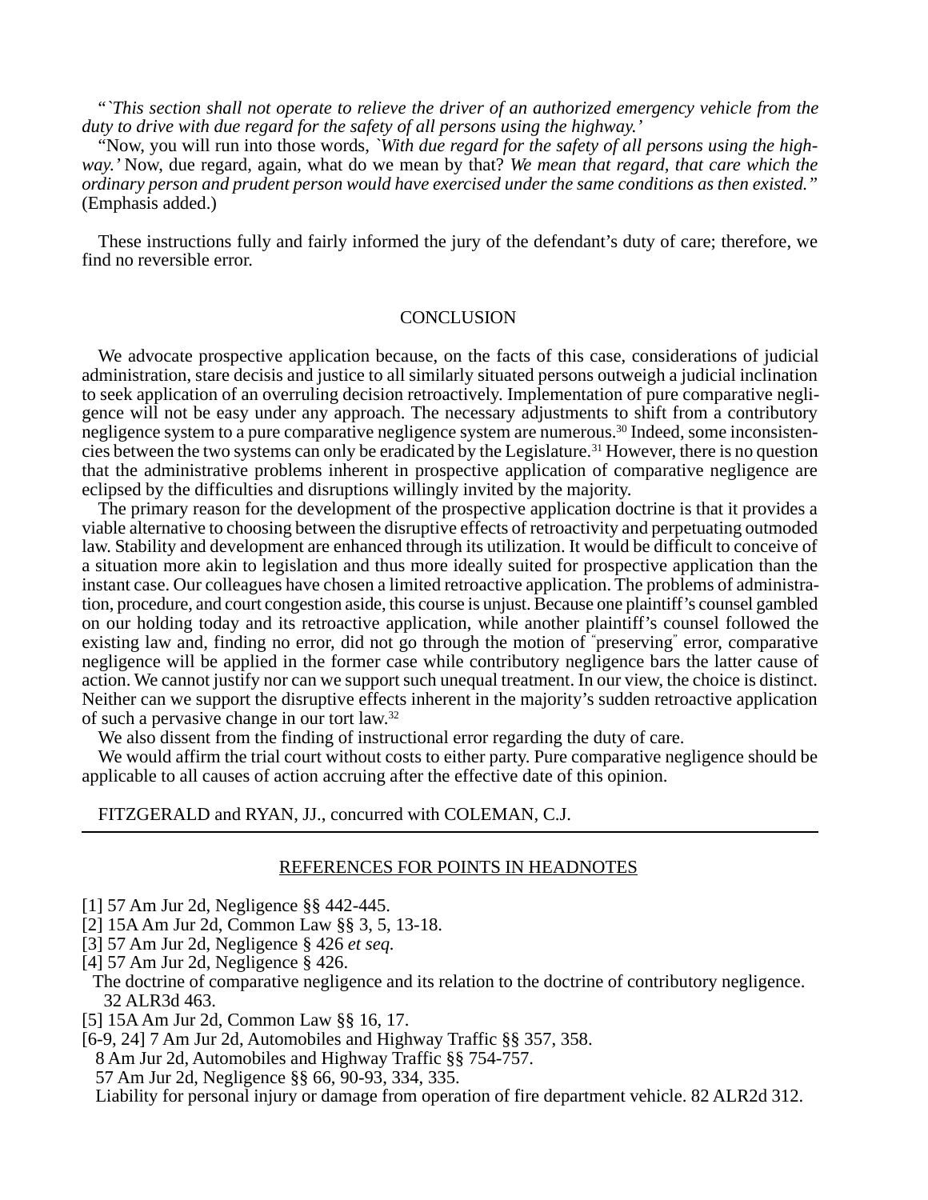*"`This section shall not operate to relieve the driver of an authorized emergency vehicle from the duty to drive with due regard for the safety of all persons using the highway.'*

"Now, you will run into those words, *`With due regard for the safety of all persons using the highway.'* Now, due regard, again, what do we mean by that? *We mean that regard, that care which the ordinary person and prudent person would have exercised under the same conditions as then existed."* (Emphasis added.)

These instructions fully and fairly informed the jury of the defendant's duty of care; therefore, we find no reversible error.

## CONCLUSION

We advocate prospective application because, on the facts of this case, considerations of judicial administration, stare decisis and justice to all similarly situated persons outweigh a judicial inclination to seek application of an overruling decision retroactively. Implementation of pure comparative negligence will not be easy under any approach. The necessary adjustments to shift from a contributory negligence system to a pure comparative negligence system are numerous.[30] Indeed, some inconsistencies between the two systems can only be eradicated by the Legislature.[31] However, there is no question that the administrative problems inherent in prospective application of comparative negligence are eclipsed by the difficulties and disruptions willingly invited by the majority.

The primary reason for the development of the prospective application doctrine is that it provides a viable alternative to choosing between the disruptive effects of retroactivity and perpetuating outmoded law. Stability and development are enhanced through its utilization. It would be difficult to conceive of a situation more akin to legislation and thus more ideally suited for prospective application than the instant case. Our colleagues have chosen a limited retroactive application. The problems of administration, procedure, and court congestion aside, this course is unjust. Because one plaintiff's counsel gambled on our holding today and its retroactive application, while another plaintiff's counsel followed the existing law and, finding no error, did not go through the motion of "preserving" error, comparative negligence will be applied in the former case while contributory negligence bars the latter cause of action. We cannot justify nor can we support such unequal treatment. In our view, the choice is distinct. Neither can we support the disruptive effects inherent in the majority's sudden retroactive application of such a pervasive change in our tort law.[32]

We also dissent from the finding of instructional error regarding the duty of care.

We would affirm the trial court without costs to either party. Pure comparative negligence should be applicable to all causes of action accruing after the effective date of this opinion.

FITZGERALD and RYAN, JJ., concurred with COLEMAN, C.J.

---

## REFERENCES FOR POINTS IN HEADNOTES

[1] 57 Am Jur 2d, Negligence §§ 442-445.

[2] 15A Am Jur 2d, Common Law §§ 3, 5, 13-18.

[3] 57 Am Jur 2d, Negligence § 426 *et seq.*

[4] 57 Am Jur 2d, Negligence § 426.

The doctrine of comparative negligence and its relation to the doctrine of contributory negligence. 32 ALR3d 463.

[5] 15A Am Jur 2d, Common Law §§ 16, 17.

[6-9, 24] 7 Am Jur 2d, Automobiles and Highway Traffic §§ 357, 358.

8 Am Jur 2d, Automobiles and Highway Traffic §§ 754-757.

57 Am Jur 2d, Negligence §§ 66, 90-93, 334, 335.

Liability for personal injury or damage from operation of fire department vehicle. 82 ALR2d 312.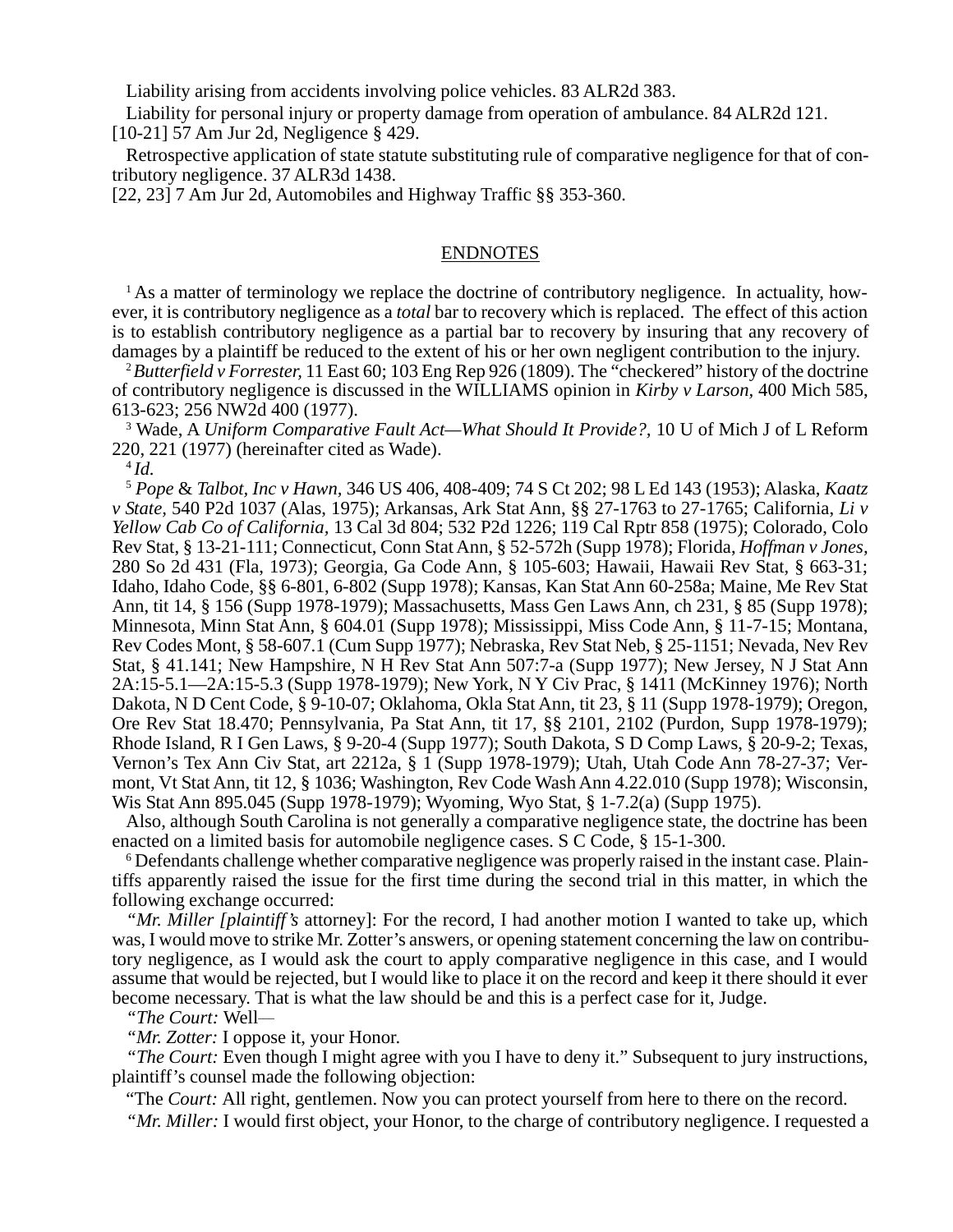Liability arising from accidents involving police vehicles. 83 ALR2d 383.

Liability for personal injury or property damage from operation of ambulance. 84 ALR2d 121.

[10-21] 57 Am Jur 2d, Negligence § 429.

Retrospective application of state statute substituting rule of comparative negligence for that of contributory negligence. 37 ALR3d 1438.

[22, 23] 7 Am Jur 2d, Automobiles and Highway Traffic §§ 353-360.

## ENDNOTES

[1] As a matter of terminology we replace the doctrine of contributory negligence. In actuality, however, it is contributory negligence as a *total* bar to recovery which is replaced. The effect of this action is to establish contributory negligence as a partial bar to recovery by insuring that any recovery of damages by a plaintiff be reduced to the extent of his or her own negligent contribution to the injury.

[2] *Butterfield v Forrester,* 11 East 60; 103 Eng Rep 926 (1809). The "checkered" history of the doctrine of contributory negligence is discussed in the WILLIAMS opinion in *Kirby v Larson,* 400 Mich 585, 613-623; 256 NW2d 400 (1977).

[3] Wade, A *Uniform Comparative Fault Act—What Should It Provide?,* 10 U of Mich J of L Reform 220, 221 (1977) (hereinafter cited as Wade).

[4] *Id.*

[5] *Pope* & *Talbot, Inc v Hawn,* 346 US 406, 408-409; 74 S Ct 202; 98 L Ed 143 (1953); Alaska, *Kaatz v State,* 540 P2d 1037 (Alas, 1975); Arkansas, Ark Stat Ann, §§ 27-1763 to 27-1765; California, *Li v Yellow Cab Co of California,* 13 Cal 3d 804; 532 P2d 1226; 119 Cal Rptr 858 (1975); Colorado, Colo Rev Stat, § 13-21-111; Connecticut, Conn Stat Ann, § 52-572h (Supp 1978); Florida, *Hoffman v Jones,* 280 So 2d 431 (Fla, 1973); Georgia, Ga Code Ann, § 105-603; Hawaii, Hawaii Rev Stat, § 663-31; Idaho, Idaho Code, §§ 6-801, 6-802 (Supp 1978); Kansas, Kan Stat Ann 60-258a; Maine, Me Rev Stat Ann, tit 14, § 156 (Supp 1978-1979); Massachusetts, Mass Gen Laws Ann, ch 231, § 85 (Supp 1978); Minnesota, Minn Stat Ann, § 604.01 (Supp 1978); Mississippi, Miss Code Ann, § 11-7-15; Montana, Rev Codes Mont, § 58-607.1 (Cum Supp 1977); Nebraska, Rev Stat Neb, § 25-1151; Nevada, Nev Rev Stat, § 41.141; New Hampshire, N H Rev Stat Ann 507:7-a (Supp 1977); New Jersey, N J Stat Ann 2A:15-5.1—2A:15-5.3 (Supp 1978-1979); New York, N Y Civ Prac, § 1411 (McKinney 1976); North Dakota, N D Cent Code, § 9-10-07; Oklahoma, Okla Stat Ann, tit 23, § 11 (Supp 1978-1979); Oregon, Ore Rev Stat 18.470; Pennsylvania, Pa Stat Ann, tit 17, §§ 2101, 2102 (Purdon, Supp 1978-1979); Rhode Island, R I Gen Laws, § 9-20-4 (Supp 1977); South Dakota, S D Comp Laws, § 20-9-2; Texas, Vernon's Tex Ann Civ Stat, art 2212a, § 1 (Supp 1978-1979); Utah, Utah Code Ann 78-27-37; Vermont, Vt Stat Ann, tit 12, § 1036; Washington, Rev Code Wash Ann 4.22.010 (Supp 1978); Wisconsin, Wis Stat Ann 895.045 (Supp 1978-1979); Wyoming, Wyo Stat, § 1-7.2(a) (Supp 1975).

Also, although South Carolina is not generally a comparative negligence state, the doctrine has been enacted on a limited basis for automobile negligence cases. S C Code, § 15-1-300.

[6] Defendants challenge whether comparative negligence was properly raised in the instant case. Plaintiffs apparently raised the issue for the first time during the second trial in this matter, in which the following exchange occurred:

"*Mr. Miller [plaintiff's* attorney]: For the record, I had another motion I wanted to take up, which was, I would move to strike Mr. Zotter's answers, or opening statement concerning the law on contributory negligence, as I would ask the court to apply comparative negligence in this case, and I would assume that would be rejected, but I would like to place it on the record and keep it there should it ever become necessary. That is what the law should be and this is a perfect case for it, Judge.

"*The Court:* Well—

"*Mr. Zotter:* I oppose it, your Honor.

"*The Court:* Even though I might agree with you I have to deny it." Subsequent to jury instructions, plaintiff's counsel made the following objection:

"The *Court:* All right, gentlemen. Now you can protect yourself from here to there on the record.

"*Mr. Miller:* I would first object, your Honor, to the charge of contributory negligence. I requested a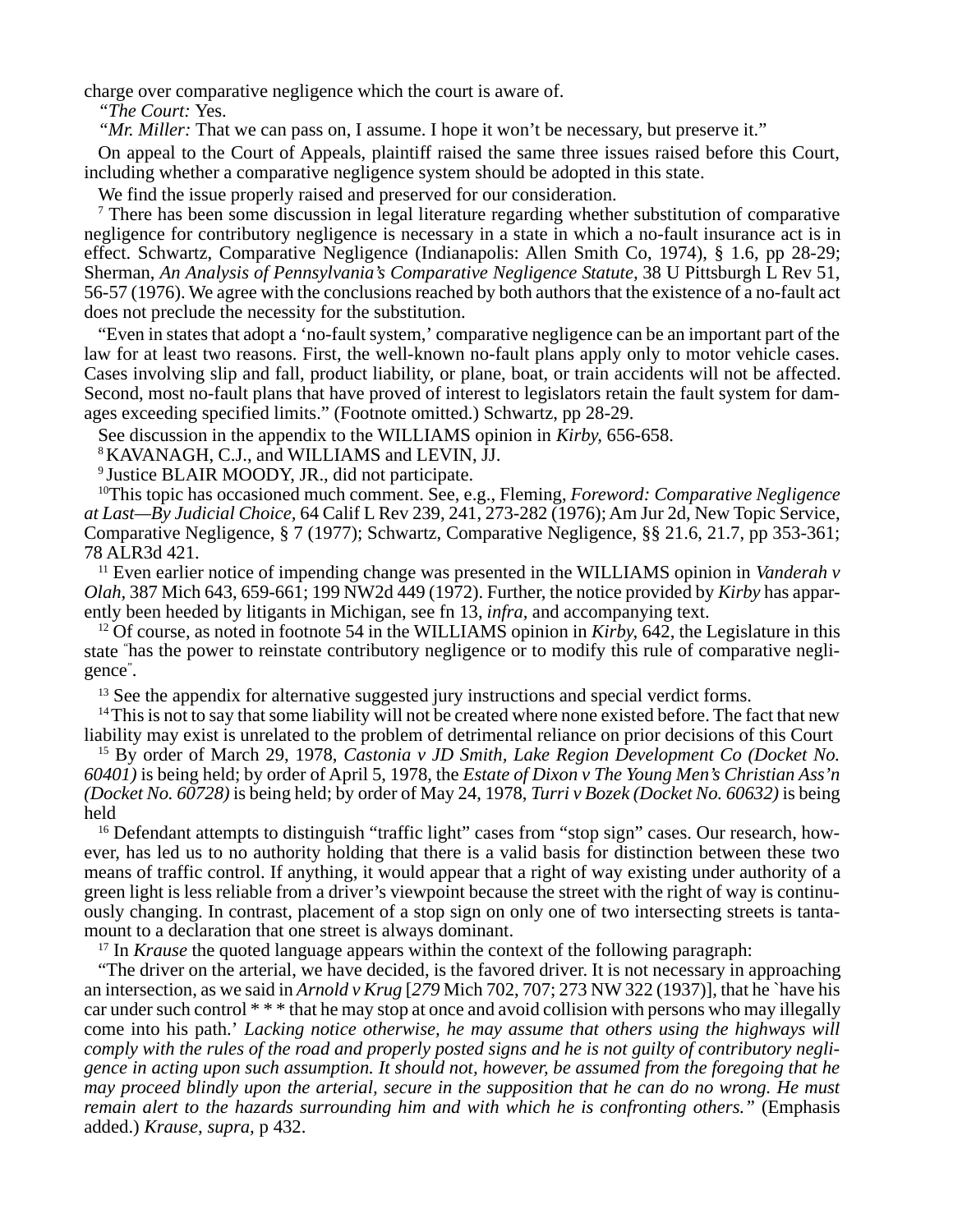charge over comparative negligence which the court is aware of.

*"The Court:* Yes.

*"Mr. Miller:* That we can pass on, I assume. I hope it won't be necessary, but preserve it."

On appeal to the Court of Appeals, plaintiff raised the same three issues raised before this Court, including whether a comparative negligence system should be adopted in this state.

We find the issue properly raised and preserved for our consideration.

[7] There has been some discussion in legal literature regarding whether substitution of comparative negligence for contributory negligence is necessary in a state in which a no-fault insurance act is in effect. Schwartz, Comparative Negligence (Indianapolis: Allen Smith Co, 1974), § 1.6, pp 28-29; Sherman, *An Analysis of Pennsylvania's Comparative Negligence Statute,* 38 U Pittsburgh L Rev 51, 56-57 (1976). We agree with the conclusions reached by both authors that the existence of a no-fault act does not preclude the necessity for the substitution.

"Even in states that adopt a 'no-fault system,' comparative negligence can be an important part of the law for at least two reasons. First, the well-known no-fault plans apply only to motor vehicle cases. Cases involving slip and fall, product liability, or plane, boat, or train accidents will not be affected. Second, most no-fault plans that have proved of interest to legislators retain the fault system for damages exceeding specified limits." (Footnote omitted.) Schwartz, pp 28-29.

See discussion in the appendix to the WILLIAMS opinion in *Kirby,* 656-658.

[8] KAVANAGH, C.J., and WILLIAMS and LEVIN, JJ.

[9] Justice BLAIR MOODY, JR., did not participate.

[10] This topic has occasioned much comment. See, e.g., Fleming, *Foreword: Comparative Negligence at Last—By Judicial Choice,* 64 Calif L Rev 239, 241, 273-282 (1976); Am Jur 2d, New Topic Service, Comparative Negligence, § 7 (1977); Schwartz, Comparative Negligence, §§ 21.6, 21.7, pp 353-361; 78 ALR3d 421.

[11] Even earlier notice of impending change was presented in the WILLIAMS opinion in *Vanderah v Olah,* 387 Mich 643, 659-661; 199 NW2d 449 (1972). Further, the notice provided by *Kirby* has apparently been heeded by litigants in Michigan, see fn 13, *infra,* and accompanying text.

[12] Of course, as noted in footnote 54 in the WILLIAMS opinion in *Kirby,* 642, the Legislature in this state "has the power to reinstate contributory negligence or to modify this rule of comparative negligence".

[13] See the appendix for alternative suggested jury instructions and special verdict forms.

[14] This is not to say that some liability will not be created where none existed before. The fact that new liability may exist is unrelated to the problem of detrimental reliance on prior decisions of this Court

[15] By order of March 29, 1978, *Castonia v JD Smith, Lake Region Development Co (Docket No. 60401)* is being held; by order of April 5, 1978, the *Estate of Dixon v The Young Men's Christian Ass'n (Docket No. 60728)* is being held; by order of May 24, 1978, *Turri v Bozek (Docket No. 60632)* is being held

[16] Defendant attempts to distinguish "traffic light" cases from "stop sign" cases. Our research, however, has led us to no authority holding that there is a valid basis for distinction between these two means of traffic control. If anything, it would appear that a right of way existing under authority of a green light is less reliable from a driver's viewpoint because the street with the right of way is continuously changing. In contrast, placement of a stop sign on only one of two intersecting streets is tantamount to a declaration that one street is always dominant.

[17] In *Krause* the quoted language appears within the context of the following paragraph:

"The driver on the arterial, we have decided, is the favored driver. It is not necessary in approaching an intersection, as we said in *Arnold v Krug* [*279* Mich 702, 707; 273 NW 322 (1937)], that he `have his car under such control * * * that he may stop at once and avoid collision with persons who may illegally come into his path.' *Lacking notice otherwise, he may assume that others using the highways will comply with the rules of the road and properly posted signs and he is not guilty of contributory negligence in acting upon such assumption. It should not, however, be assumed from the foregoing that he may proceed blindly upon the arterial, secure in the supposition that he can do no wrong. He must remain alert to the hazards surrounding him and with which he is confronting others."* (Emphasis added.) *Krause, supra,* p 432.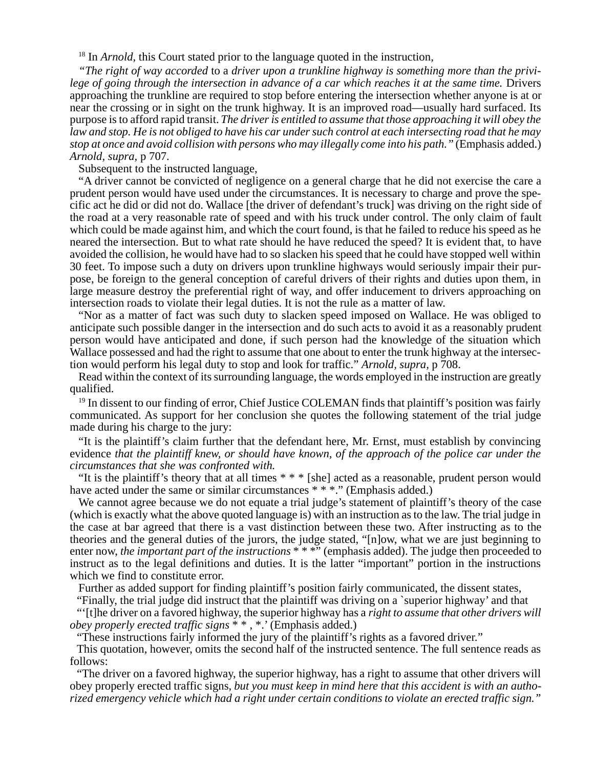[18] In *Arnold,* this Court stated prior to the language quoted in the instruction,

*"The right of way accorded* to a *driver upon a trunkline highway is something more than the privilege of going through the intersection in advance of a car which reaches it at the same time.* Drivers approaching the trunkline are required to stop before entering the intersection whether anyone is at or near the crossing or in sight on the trunk highway. It is an improved road—usually hard surfaced. Its purpose is to afford rapid transit. *The driver is entitled to assume that those approaching it will obey the law and stop. He is not obliged to have his car under such control at each intersecting road that he may stop at once and avoid collision with persons who may illegally come into his path."* (Emphasis added.) *Arnold, supra,* p 707.

Subsequent to the instructed language,

"A driver cannot be convicted of negligence on a general charge that he did not exercise the care a prudent person would have used under the circumstances. It is necessary to charge and prove the specific act he did or did not do. Wallace [the driver of defendant's truck] was driving on the right side of the road at a very reasonable rate of speed and with his truck under control. The only claim of fault which could be made against him, and which the court found, is that he failed to reduce his speed as he neared the intersection. But to what rate should he have reduced the speed? It is evident that, to have avoided the collision, he would have had to so slacken his speed that he could have stopped well within 30 feet. To impose such a duty on drivers upon trunkline highways would seriously impair their purpose, be foreign to the general conception of careful drivers of their rights and duties upon them, in large measure destroy the preferential right of way, and offer inducement to drivers approaching on intersection roads to violate their legal duties. It is not the rule as a matter of law.

"Nor as a matter of fact was such duty to slacken speed imposed on Wallace. He was obliged to anticipate such possible danger in the intersection and do such acts to avoid it as a reasonably prudent person would have anticipated and done, if such person had the knowledge of the situation which Wallace possessed and had the right to assume that one about to enter the trunk highway at the intersection would perform his legal duty to stop and look for traffic." *Arnold, supra,* p 708.

Read within the context of its surrounding language, the words employed in the instruction are greatly qualified.

[19] In dissent to our finding of error, Chief Justice COLEMAN finds that plaintiff's position was fairly communicated. As support for her conclusion she quotes the following statement of the trial judge made during his charge to the jury:

"It is the plaintiff's claim further that the defendant here, Mr. Ernst, must establish by convincing evidence *that the plaintiff knew, or should have known, of the approach of the police car under the circumstances that she was confronted with.*

"It is the plaintiff's theory that at all times * * * [she] acted as a reasonable, prudent person would have acted under the same or similar circumstances * * *." (Emphasis added.)

We cannot agree because we do not equate a trial judge's statement of plaintiff's theory of the case (which is exactly what the above quoted language is) with an instruction as to the law. The trial judge in the case at bar agreed that there is a vast distinction between these two. After instructing as to the theories and the general duties of the jurors, the judge stated, "[n]ow, what we are just beginning to enter now, *the important part of the instructions* * * *" (emphasis added). The judge then proceeded to instruct as to the legal definitions and duties. It is the latter "important" portion in the instructions which we find to constitute error.

Further as added support for finding plaintiff's position fairly communicated, the dissent states,

"Finally, the trial judge did instruct that the plaintiff was driving on a `superior highway' and that

"'[t]he driver on a favored highway, the superior highway has a *right to assume that other drivers will obey properly erected traffic signs* * * , *.' (Emphasis added.)

"These instructions fairly informed the jury of the plaintiff's rights as a favored driver."

This quotation, however, omits the second half of the instructed sentence. The full sentence reads as follows:

"The driver on a favored highway, the superior highway, has a right to assume that other drivers will obey properly erected traffic signs, *but you must keep in mind here that this accident is with an authorized emergency vehicle which had a right under certain conditions to violate an erected traffic sign."*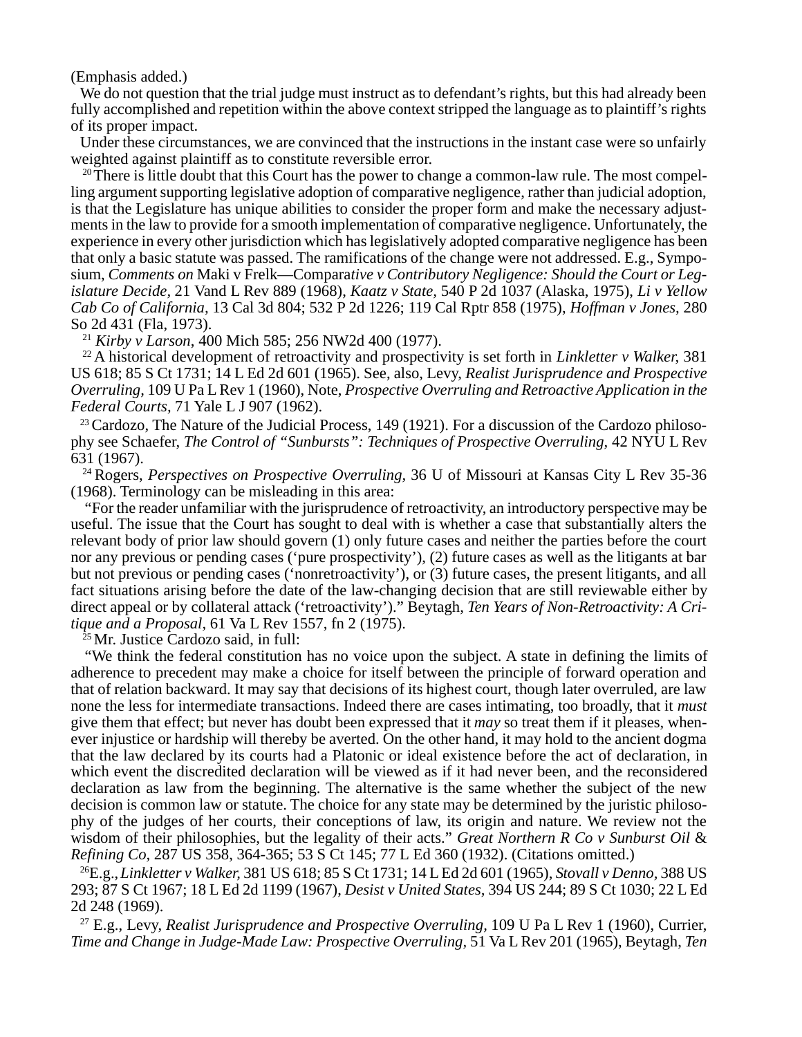(Emphasis added.)

We do not question that the trial judge must instruct as to defendant's rights, but this had already been fully accomplished and repetition within the above context stripped the language as to plaintiff's rights of its proper impact.

Under these circumstances, we are convinced that the instructions in the instant case were so unfairly weighted against plaintiff as to constitute reversible error.

[20] There is little doubt that this Court has the power to change a common-law rule. The most compelling argument supporting legislative adoption of comparative negligence, rather than judicial adoption, is that the Legislature has unique abilities to consider the proper form and make the necessary adjustments in the law to provide for a smooth implementation of comparative negligence. Unfortunately, the experience in every other jurisdiction which has legislatively adopted comparative negligence has been that only a basic statute was passed. The ramifications of the change were not addressed. E.g., Symposium, *Comments on* Maki v Frelk—*Comparative v Contributory Negligence: Should the Court or Legislature Decide,* 21 Vand L Rev 889 (1968), *Kaatz v State,* 540 P 2d 1037 (Alaska, 1975), *Li v Yellow Cab Co of California,* 13 Cal 3d 804; 532 P 2d 1226; 119 Cal Rptr 858 (1975), *Hoffman v Jones,* 280 So 2d 431 (Fla, 1973).

[21] *Kirby v Larson*, 400 Mich 585; 256 NW2d 400 (1977).

[22] A historical development of retroactivity and prospectivity is set forth in *Linkletter v Walker,* 381 US 618; 85 S Ct 1731; 14 L Ed 2d 601 (1965). See, also, Levy, *Realist Jurisprudence and Prospective Overruling,* 109 U Pa L Rev 1 (1960), Note, *Prospective Overruling and Retroactive Application in the Federal Courts*, 71 Yale L J 907 (1962).

[23] Cardozo, The Nature of the Judicial Process, 149 (1921). For a discussion of the Cardozo philosophy see Schaefer, *The Control of "Sunbursts": Techniques of Prospective Overruling,* 42 NYU L Rev 631 (1967).

[24] Rogers, *Perspectives on Prospective Overruling,* 36 U of Missouri at Kansas City L Rev 35-36 (1968). Terminology can be misleading in this area:

"For the reader unfamiliar with the jurisprudence of retroactivity, an introductory perspective may be useful. The issue that the Court has sought to deal with is whether a case that substantially alters the relevant body of prior law should govern (1) only future cases and neither the parties before the court nor any previous or pending cases ('pure prospectivity'), (2) future cases as well as the litigants at bar but not previous or pending cases ('nonretroactivity'), or (3) future cases, the present litigants, and all fact situations arising before the date of the law-changing decision that are still reviewable either by direct appeal or by collateral attack ('retroactivity')." Beytagh, *Ten Years of Non-Retroactivity: A Critique and a Proposal*, 61 Va L Rev 1557, fn 2 (1975).

[25] Mr. Justice Cardozo said, in full:

"We think the federal constitution has no voice upon the subject. A state in defining the limits of adherence to precedent may make a choice for itself between the principle of forward operation and that of relation backward. It may say that decisions of its highest court, though later overruled, are law none the less for intermediate transactions. Indeed there are cases intimating, too broadly, that it *must* give them that effect; but never has doubt been expressed that it *may* so treat them if it pleases, whenever injustice or hardship will thereby be averted. On the other hand, it may hold to the ancient dogma that the law declared by its courts had a Platonic or ideal existence before the act of declaration, in which event the discredited declaration will be viewed as if it had never been, and the reconsidered declaration as law from the beginning. The alternative is the same whether the subject of the new decision is common law or statute. The choice for any state may be determined by the juristic philosophy of the judges of her courts, their conceptions of law, its origin and nature. We review not the wisdom of their philosophies, but the legality of their acts." *Great Northern R Co v Sunburst Oil & Refining Co*, 287 US 358, 364-365; 53 S Ct 145; 77 L Ed 360 (1932). (Citations omitted.)

[26] E.g., *Linkletter v Walker,* 381 US 618; 85 S Ct 1731; 14 L Ed 2d 601 (1965), *Stovall v Denno,* 388 US 293; 87 S Ct 1967; 18 L Ed 2d 1199 (1967), *Desist v United States*, 394 US 244; 89 S Ct 1030; 22 L Ed 2d 248 (1969).

[27] E.g., Levy, *Realist Jurisprudence and Prospective Overruling,* 109 U Pa L Rev 1 (1960), Currier, *Time and Change in Judge-Made Law: Prospective Overruling,* 51 Va L Rev 201 (1965), Beytagh, *Ten*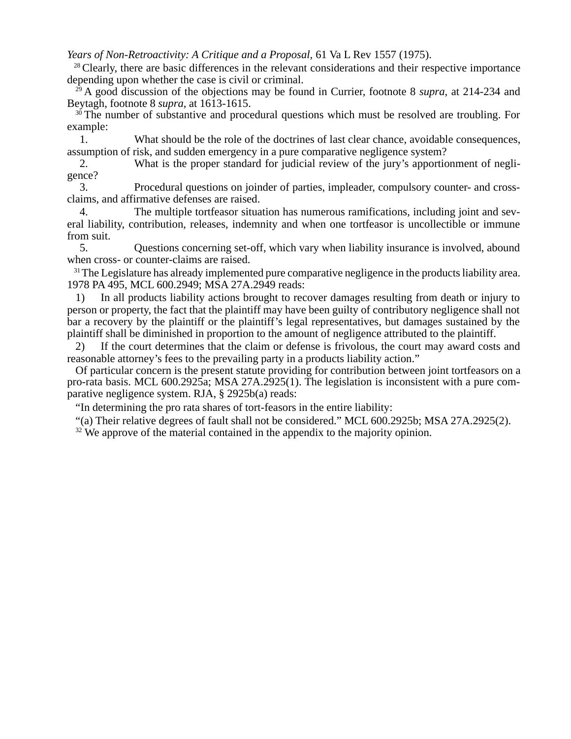*Years of Non-Retroactivity: A Critique and a Proposal*, 61 Va L Rev 1557 (1975).

[28] Clearly, there are basic differences in the relevant considerations and their respective importance depending upon whether the case is civil or criminal.

[29] A good discussion of the objections may be found in Currier, footnote 8 *supra*, at 214-234 and Beytagh, footnote 8 *supra*, at 1613-1615.

[30] The number of substantive and procedural questions which must be resolved are troubling. For example:

1. What should be the role of the doctrines of last clear chance, avoidable consequences, assumption of risk, and sudden emergency in a pure comparative negligence system?
2. What is the proper standard for judicial review of the jury's apportionment of negligence?
3. Procedural questions on joinder of parties, impleader, compulsory counter- and cross-claims, and affirmative defenses are raised.
4. The multiple tortfeasor situation has numerous ramifications, including joint and several liability, contribution, releases, indemnity and when one tortfeasor is uncollectible or immune from suit.
5. Questions concerning set-off, which vary when liability insurance is involved, abound when cross- or counter-claims are raised.

[31] The Legislature has already implemented pure comparative negligence in the products liability area. 1978 PA 495, MCL 600.2949; MSA 27A.2949 reads:

1) In all products liability actions brought to recover damages resulting from death or injury to person or property, the fact that the plaintiff may have been guilty of contributory negligence shall not bar a recovery by the plaintiff or the plaintiff's legal representatives, but damages sustained by the plaintiff shall be diminished in proportion to the amount of negligence attributed to the plaintiff.

2) If the court determines that the claim or defense is frivolous, the court may award costs and reasonable attorney's fees to the prevailing party in a products liability action."

Of particular concern is the present statute providing for contribution between joint tortfeasors on a pro-rata basis. MCL 600.2925a; MSA 27A.2925(1). The legislation is inconsistent with a pure comparative negligence system. RJA, § 2925b(a) reads:

"In determining the pro rata shares of tort-feasors in the entire liability:

"(a) Their relative degrees of fault shall not be considered." MCL 600.2925b; MSA 27A.2925(2).

[32] We approve of the material contained in the appendix to the majority opinion.